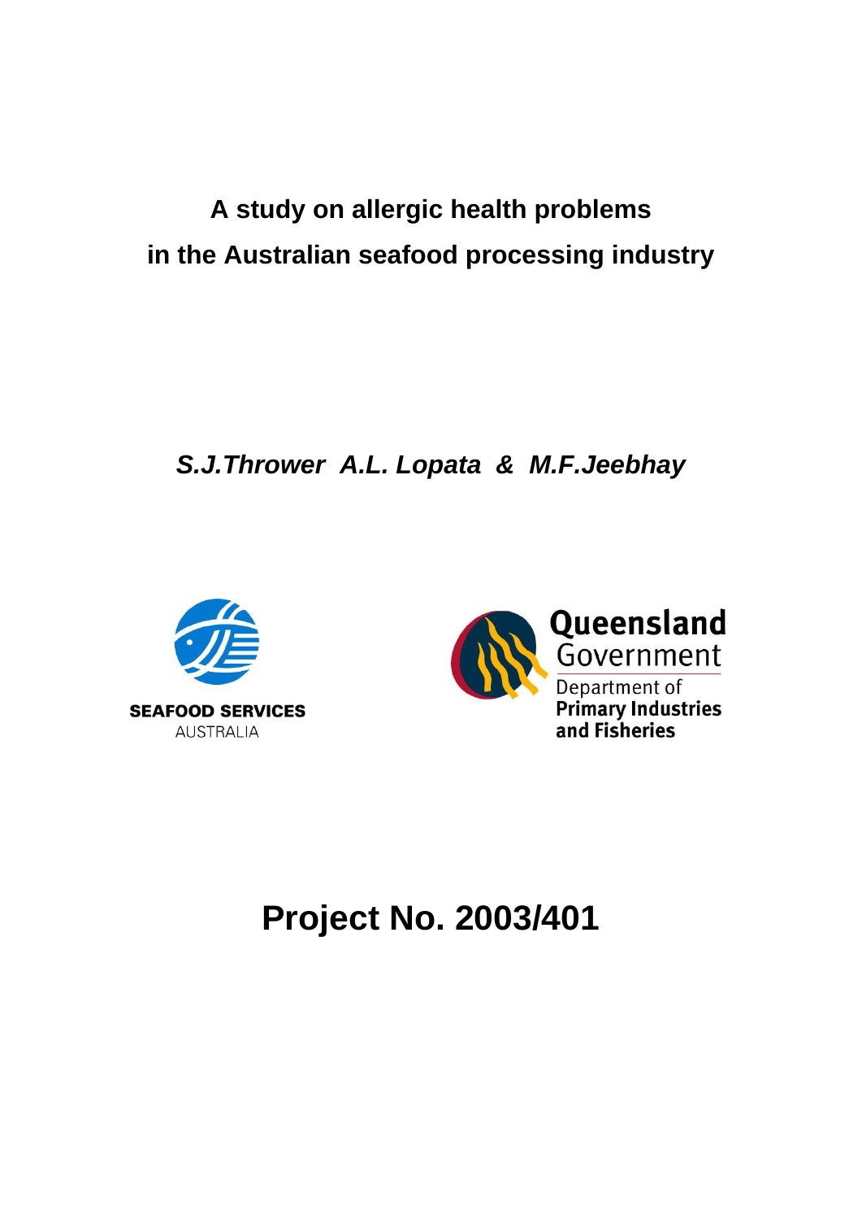# A study on allergic health problems in the Australian seafood processing industry

***S.J.Thrower  A.L. Lopata  & M.F.Jeebhay***

**SEAFOOD SERVICES**
AUSTRALIA

**Queensland**
Government
Department of
**Primary Industries**
**and Fisheries**

# Project No. 2003/401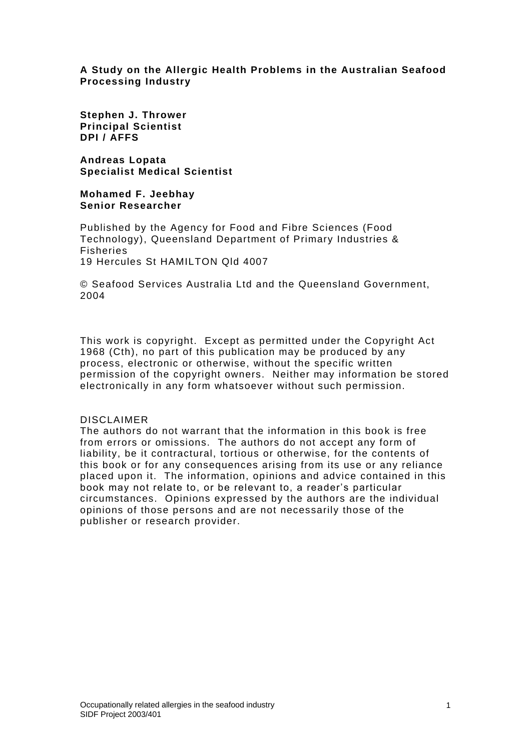**A Study on the Allergic Health Problems in the Australian Seafood Processing Industry**

**Stephen J. Thrower**
**Principal Scientist**
**DPI / AFFS**

**Andreas Lopata**
**Specialist Medical Scientist**

**Mohamed F. Jeebhay**
**Senior Researcher**

Published by the Agency for Food and Fibre Sciences (Food Technology), Queensland Department of Primary Industries & Fisheries
19 Hercules St HAMILTON Qld 4007

© Seafood Services Australia Ltd and the Queensland Government, 2004

This work is copyright. Except as permitted under the Copyright Act 1968 (Cth), no part of this publication may be produced by any process, electronic or otherwise, without the specific written permission of the copyright owners. Neither may information be stored electronically in any form whatsoever without such permission.

DISCLAIMER
The authors do not warrant that the information in this book is free from errors or omissions. The authors do not accept any form of liability, be it contractural, tortious or otherwise, for the contents of this book or for any consequences arising from its use or any reliance placed upon it. The information, opinions and advice contained in this book may not relate to, or be relevant to, a reader's particular circumstances. Opinions expressed by the authors are the individual opinions of those persons and are not necessarily those of the publisher or research provider.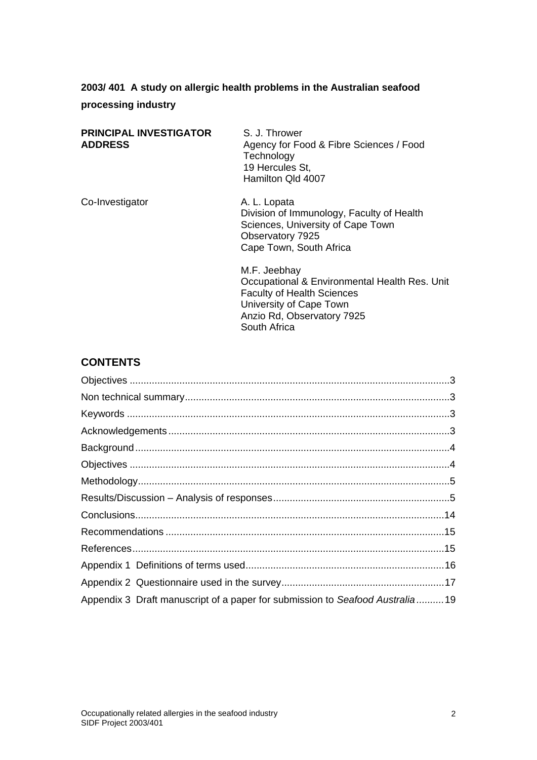**2003/ 401 A study on allergic health problems in the Australian seafood processing industry**

| | |
|---|---|
| **PRINCIPAL INVESTIGATOR** | S. J. Thrower |
| **ADDRESS** | Agency for Food & Fibre Sciences / Food Technology<br>19 Hercules St,<br>Hamilton Qld 4007 |
| Co-Investigator | A. L. Lopata<br>Division of Immunology, Faculty of Health Sciences, University of Cape Town<br>Observatory 7925<br>Cape Town, South Africa |
| | M.F. Jeebhay<br>Occupational & Environmental Health Res. Unit<br>Faculty of Health Sciences<br>University of Cape Town<br>Anzio Rd, Observatory 7925<br>South Africa |

## CONTENTS

- Objectives ... 3
- Non technical summary ... 3
- Keywords ... 3
- Acknowledgements ... 3
- Background ... 4
- Objectives ... 4
- Methodology ... 5
- Results/Discussion – Analysis of responses ... 5
- Conclusions ... 14
- Recommendations ... 15
- References ... 15
- Appendix 1 Definitions of terms used ... 16
- Appendix 2 Questionnaire used in the survey ... 17
- Appendix 3 Draft manuscript of a paper for submission to *Seafood Australia* ... 19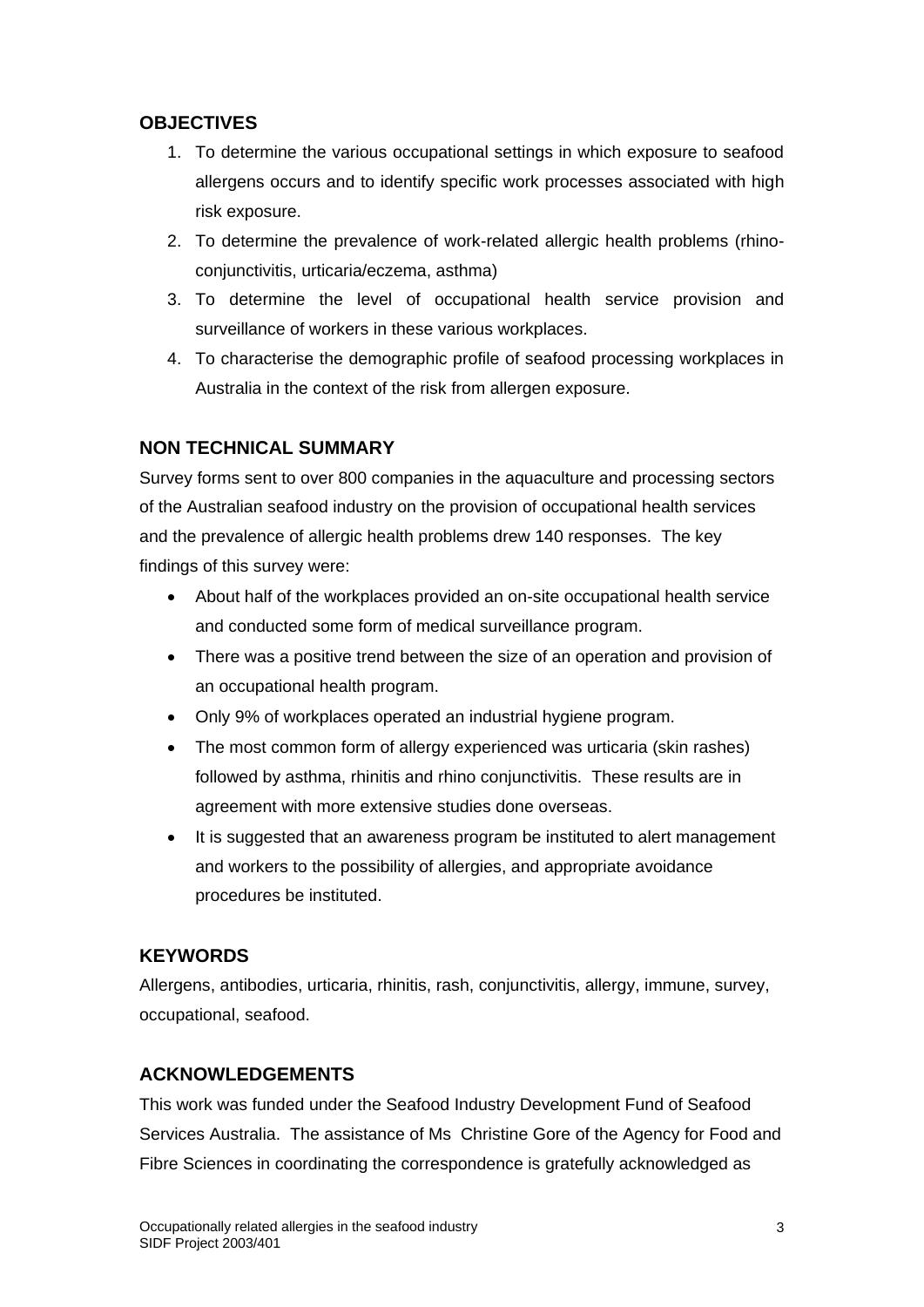## OBJECTIVES

1. To determine the various occupational settings in which exposure to seafood allergens occurs and to identify specific work processes associated with high risk exposure.
2. To determine the prevalence of work-related allergic health problems (rhino-conjunctivitis, urticaria/eczema, asthma)
3. To determine the level of occupational health service provision and surveillance of workers in these various workplaces.
4. To characterise the demographic profile of seafood processing workplaces in Australia in the context of the risk from allergen exposure.

## NON TECHNICAL SUMMARY

Survey forms sent to over 800 companies in the aquaculture and processing sectors of the Australian seafood industry on the provision of occupational health services and the prevalence of allergic health problems drew 140 responses. The key findings of this survey were:

- About half of the workplaces provided an on-site occupational health service and conducted some form of medical surveillance program.
- There was a positive trend between the size of an operation and provision of an occupational health program.
- Only 9% of workplaces operated an industrial hygiene program.
- The most common form of allergy experienced was urticaria (skin rashes) followed by asthma, rhinitis and rhino conjunctivitis. These results are in agreement with more extensive studies done overseas.
- It is suggested that an awareness program be instituted to alert management and workers to the possibility of allergies, and appropriate avoidance procedures be instituted.

## KEYWORDS

Allergens, antibodies, urticaria, rhinitis, rash, conjunctivitis, allergy, immune, survey, occupational, seafood.

## ACKNOWLEDGEMENTS

This work was funded under the Seafood Industry Development Fund of Seafood Services Australia. The assistance of Ms Christine Gore of the Agency for Food and Fibre Sciences in coordinating the correspondence is gratefully acknowledged as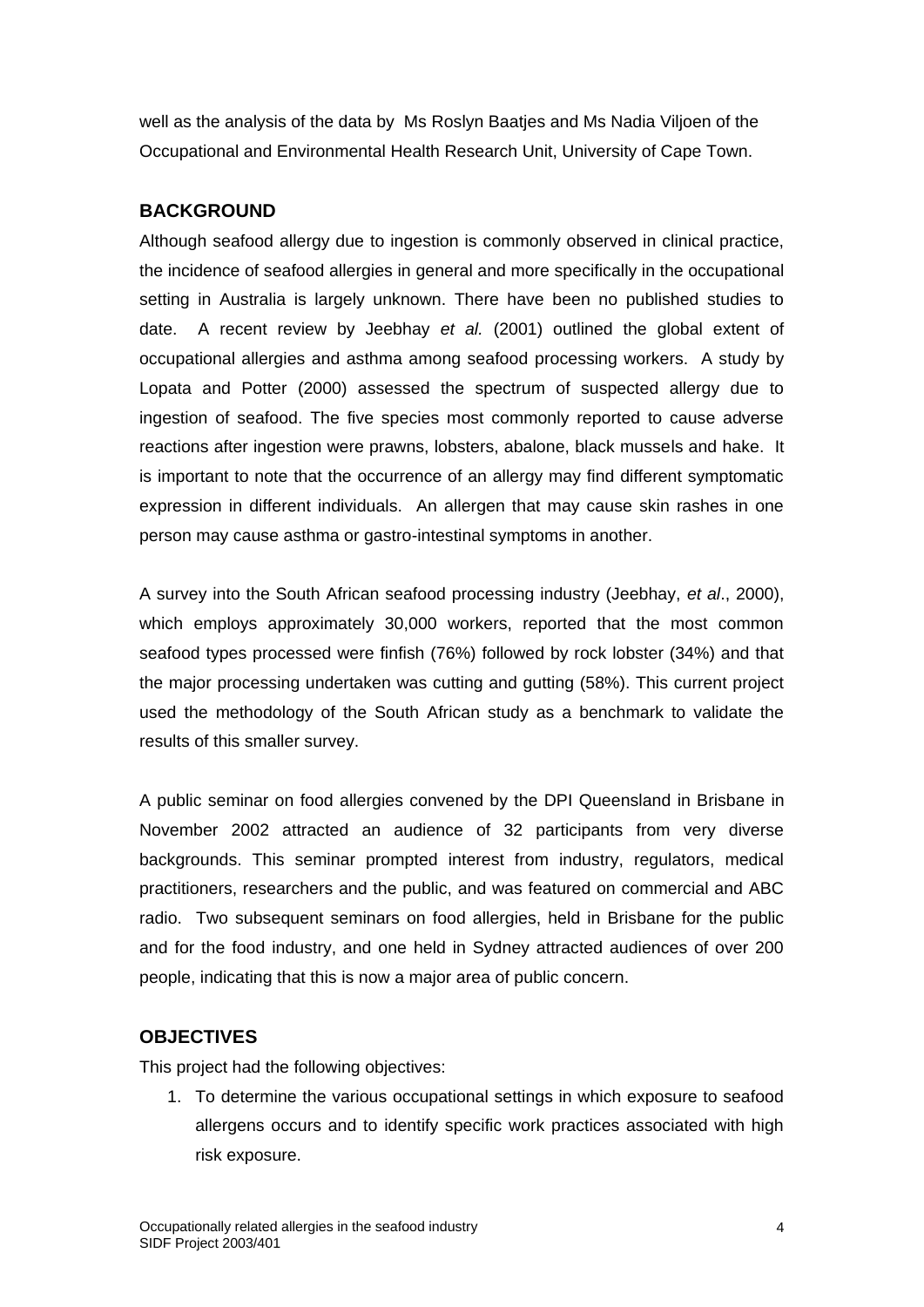well as the analysis of the data by Ms Roslyn Baatjes and Ms Nadia Viljoen of the Occupational and Environmental Health Research Unit, University of Cape Town.

## BACKGROUND

Although seafood allergy due to ingestion is commonly observed in clinical practice, the incidence of seafood allergies in general and more specifically in the occupational setting in Australia is largely unknown. There have been no published studies to date. A recent review by Jeebhay *et al.* (2001) outlined the global extent of occupational allergies and asthma among seafood processing workers. A study by Lopata and Potter (2000) assessed the spectrum of suspected allergy due to ingestion of seafood. The five species most commonly reported to cause adverse reactions after ingestion were prawns, lobsters, abalone, black mussels and hake. It is important to note that the occurrence of an allergy may find different symptomatic expression in different individuals. An allergen that may cause skin rashes in one person may cause asthma or gastro-intestinal symptoms in another.

A survey into the South African seafood processing industry (Jeebhay, *et al*., 2000), which employs approximately 30,000 workers, reported that the most common seafood types processed were finfish (76%) followed by rock lobster (34%) and that the major processing undertaken was cutting and gutting (58%). This current project used the methodology of the South African study as a benchmark to validate the results of this smaller survey.

A public seminar on food allergies convened by the DPI Queensland in Brisbane in November 2002 attracted an audience of 32 participants from very diverse backgrounds. This seminar prompted interest from industry, regulators, medical practitioners, researchers and the public, and was featured on commercial and ABC radio. Two subsequent seminars on food allergies, held in Brisbane for the public and for the food industry, and one held in Sydney attracted audiences of over 200 people, indicating that this is now a major area of public concern.

## OBJECTIVES

This project had the following objectives:

1. To determine the various occupational settings in which exposure to seafood allergens occurs and to identify specific work practices associated with high risk exposure.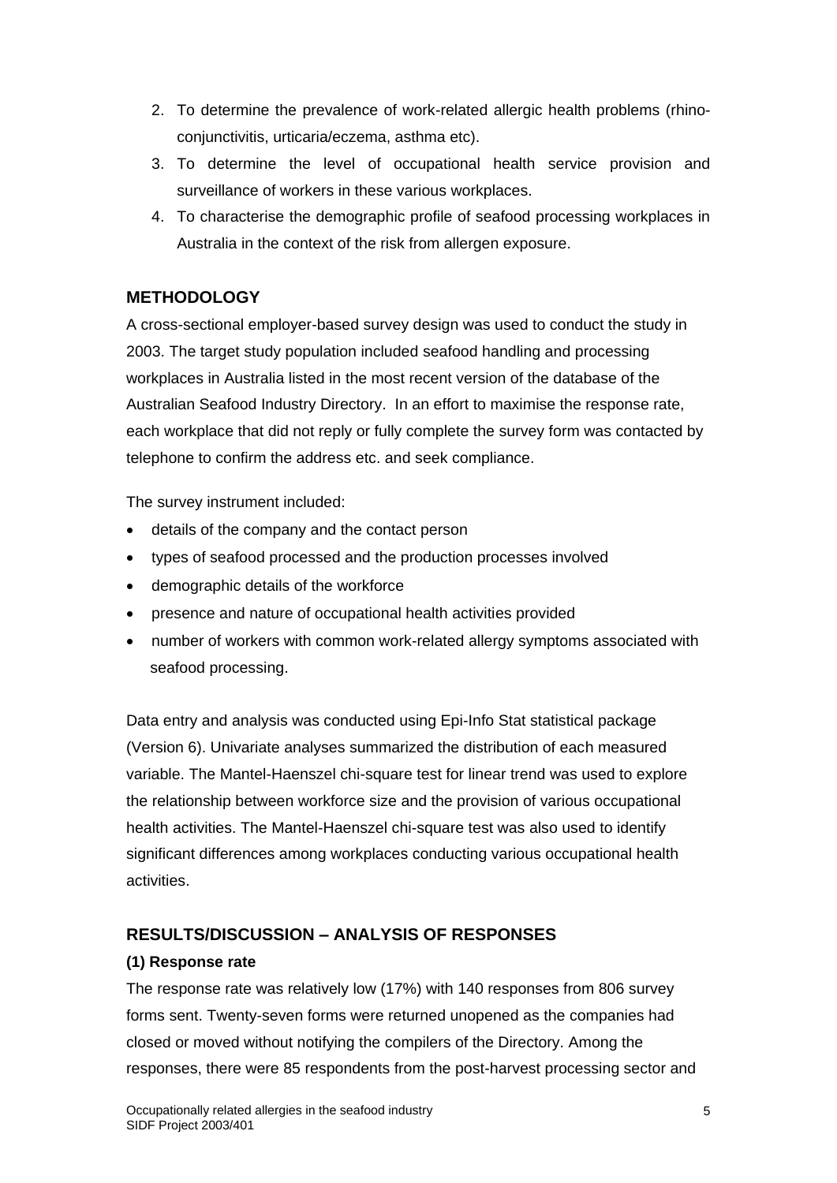2. To determine the prevalence of work-related allergic health problems (rhino-conjunctivitis, urticaria/eczema, asthma etc).
3. To determine the level of occupational health service provision and surveillance of workers in these various workplaces.
4. To characterise the demographic profile of seafood processing workplaces in Australia in the context of the risk from allergen exposure.

## METHODOLOGY

A cross-sectional employer-based survey design was used to conduct the study in 2003. The target study population included seafood handling and processing workplaces in Australia listed in the most recent version of the database of the Australian Seafood Industry Directory. In an effort to maximise the response rate, each workplace that did not reply or fully complete the survey form was contacted by telephone to confirm the address etc. and seek compliance.

The survey instrument included:

- details of the company and the contact person
- types of seafood processed and the production processes involved
- demographic details of the workforce
- presence and nature of occupational health activities provided
- number of workers with common work-related allergy symptoms associated with seafood processing.

Data entry and analysis was conducted using Epi-Info Stat statistical package (Version 6). Univariate analyses summarized the distribution of each measured variable. The Mantel-Haenszel chi-square test for linear trend was used to explore the relationship between workforce size and the provision of various occupational health activities. The Mantel-Haenszel chi-square test was also used to identify significant differences among workplaces conducting various occupational health activities.

## RESULTS/DISCUSSION – ANALYSIS OF RESPONSES

### (1) Response rate

The response rate was relatively low (17%) with 140 responses from 806 survey forms sent. Twenty-seven forms were returned unopened as the companies had closed or moved without notifying the compilers of the Directory. Among the responses, there were 85 respondents from the post-harvest processing sector and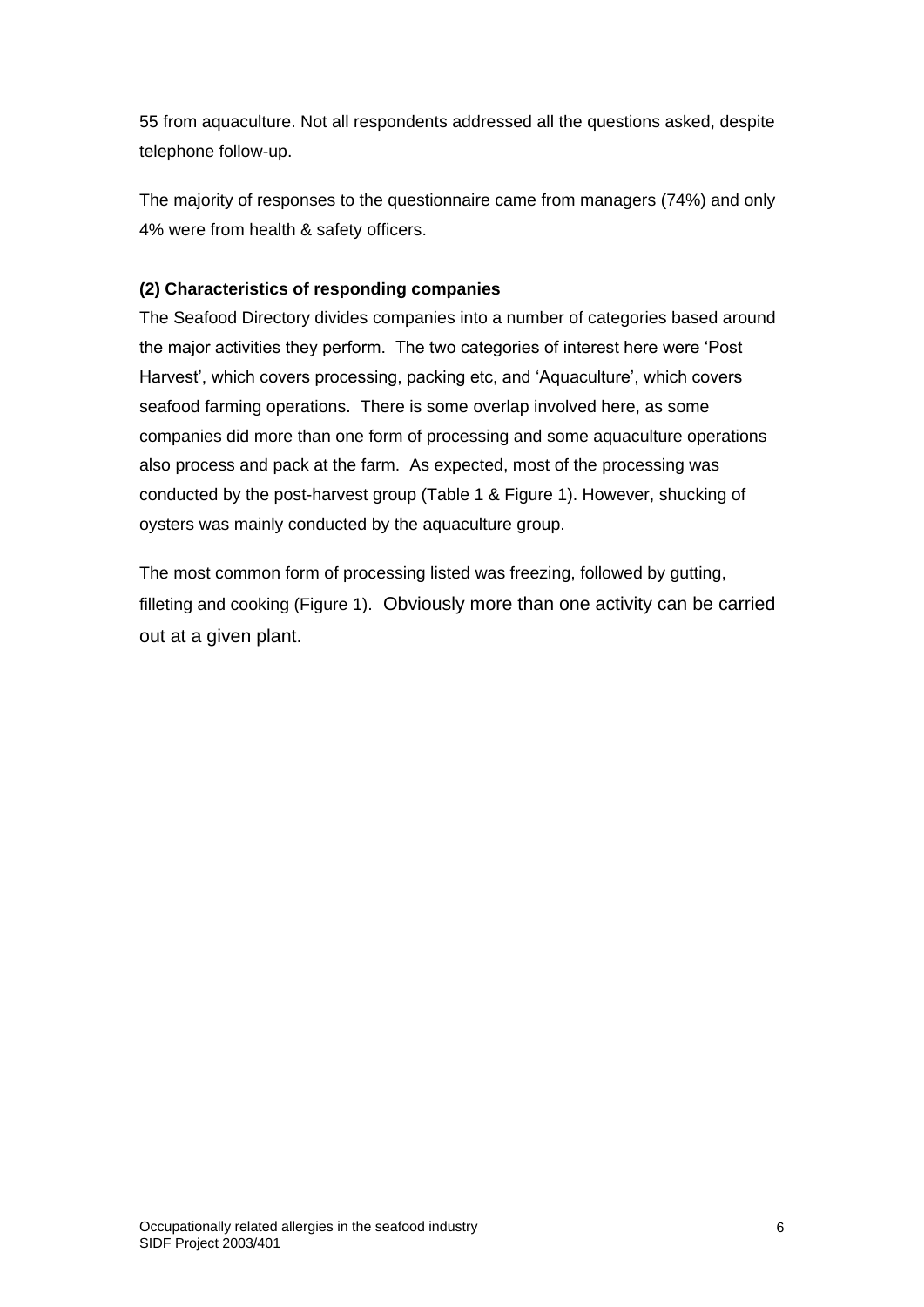55 from aquaculture. Not all respondents addressed all the questions asked, despite telephone follow-up.

The majority of responses to the questionnaire came from managers (74%) and only 4% were from health & safety officers.

**(2) Characteristics of responding companies**

The Seafood Directory divides companies into a number of categories based around the major activities they perform. The two categories of interest here were 'Post Harvest', which covers processing, packing etc, and 'Aquaculture', which covers seafood farming operations. There is some overlap involved here, as some companies did more than one form of processing and some aquaculture operations also process and pack at the farm. As expected, most of the processing was conducted by the post-harvest group (Table 1 & Figure 1). However, shucking of oysters was mainly conducted by the aquaculture group.

The most common form of processing listed was freezing, followed by gutting, filleting and cooking (Figure 1). Obviously more than one activity can be carried out at a given plant.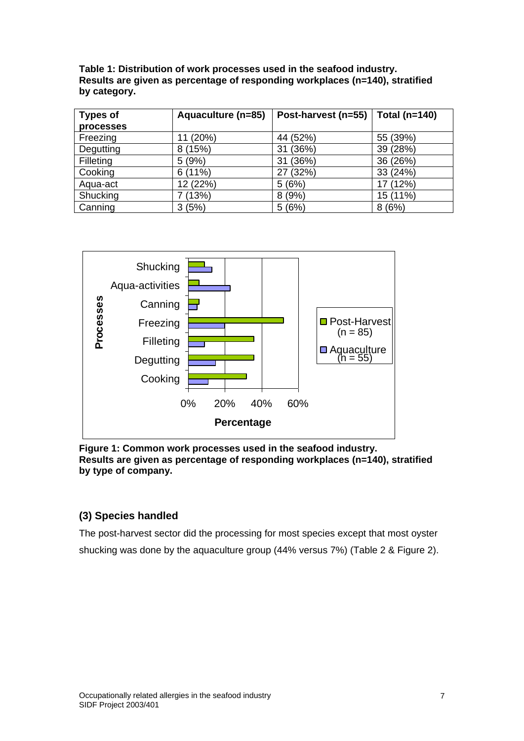**Table 1: Distribution of work processes used in the seafood industry. Results are given as percentage of responding workplaces (n=140), stratified by category.**

| Types of processes | Aquaculture (n=85) | Post-harvest (n=55) | Total (n=140) |
|---|---|---|---|
| Freezing | 11 (20%) | 44 (52%) | 55 (39%) |
| Degutting | 8 (15%) | 31 (36%) | 39 (28%) |
| Filleting | 5 (9%) | 31 (36%) | 36 (26%) |
| Cooking | 6 (11%) | 27 (32%) | 33 (24%) |
| Aqua-act | 12 (22%) | 5 (6%) | 17 (12%) |
| Shucking | 7 (13%) | 8 (9%) | 15 (11%) |
| Canning | 3 (5%) | 5 (6%) | 8 (6%) |

**Figure 1: Common work processes used in the seafood industry. Results are given as percentage of responding workplaces (n=140), stratified by type of company.**

### (3) Species handled

The post-harvest sector did the processing for most species except that most oyster shucking was done by the aquaculture group (44% versus 7%) (Table 2 & Figure 2).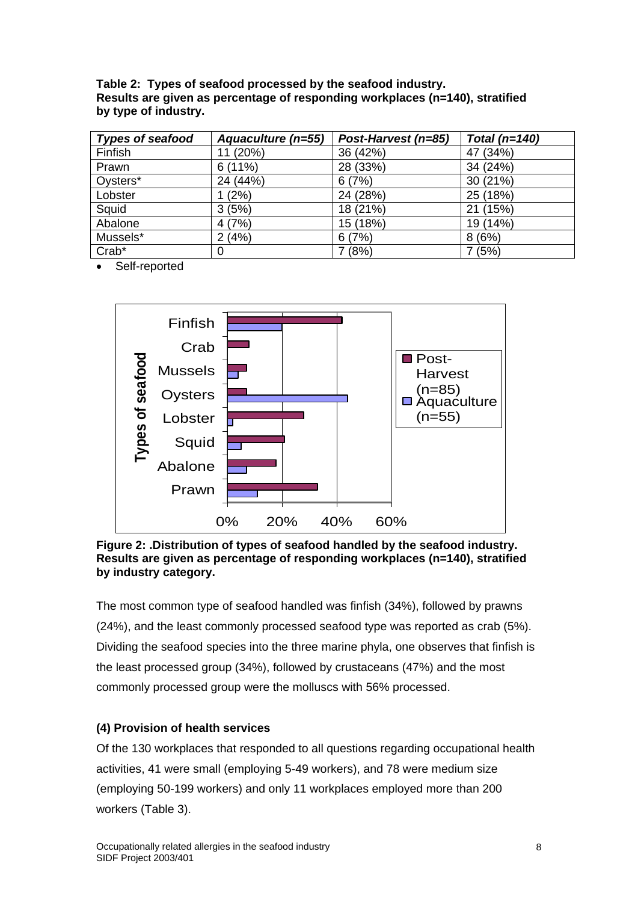**Table 2: Types of seafood processed by the seafood industry. Results are given as percentage of responding workplaces (n=140), stratified by type of industry.**

| *Types of seafood* | *Aquaculture (n=55)* | *Post-Harvest (n=85)* | *Total (n=140)* |
|---|---|---|---|
| Finfish | 11 (20%) | 36 (42%) | 47 (34%) |
| Prawn | 6 (11%) | 28 (33%) | 34 (24%) |
| Oysters* | 24 (44%) | 6 (7%) | 30 (21%) |
| Lobster | 1 (2%) | 24 (28%) | 25 (18%) |
| Squid | 3 (5%) | 18 (21%) | 21 (15%) |
| Abalone | 4 (7%) | 15 (18%) | 19 (14%) |
| Mussels* | 2 (4%) | 6 (7%) | 8 (6%) |
| Crab* | 0 | 7 (8%) | 7 (5%) |

- Self-reported

**Figure 2: .Distribution of types of seafood handled by the seafood industry. Results are given as percentage of responding workplaces (n=140), stratified by industry category.**

The most common type of seafood handled was finfish (34%), followed by prawns (24%), and the least commonly processed seafood type was reported as crab (5%). Dividing the seafood species into the three marine phyla, one observes that finfish is the least processed group (34%), followed by crustaceans (47%) and the most commonly processed group were the molluscs with 56% processed.

**(4) Provision of health services**

Of the 130 workplaces that responded to all questions regarding occupational health activities, 41 were small (employing 5-49 workers), and 78 were medium size (employing 50-199 workers) and only 11 workplaces employed more than 200 workers (Table 3).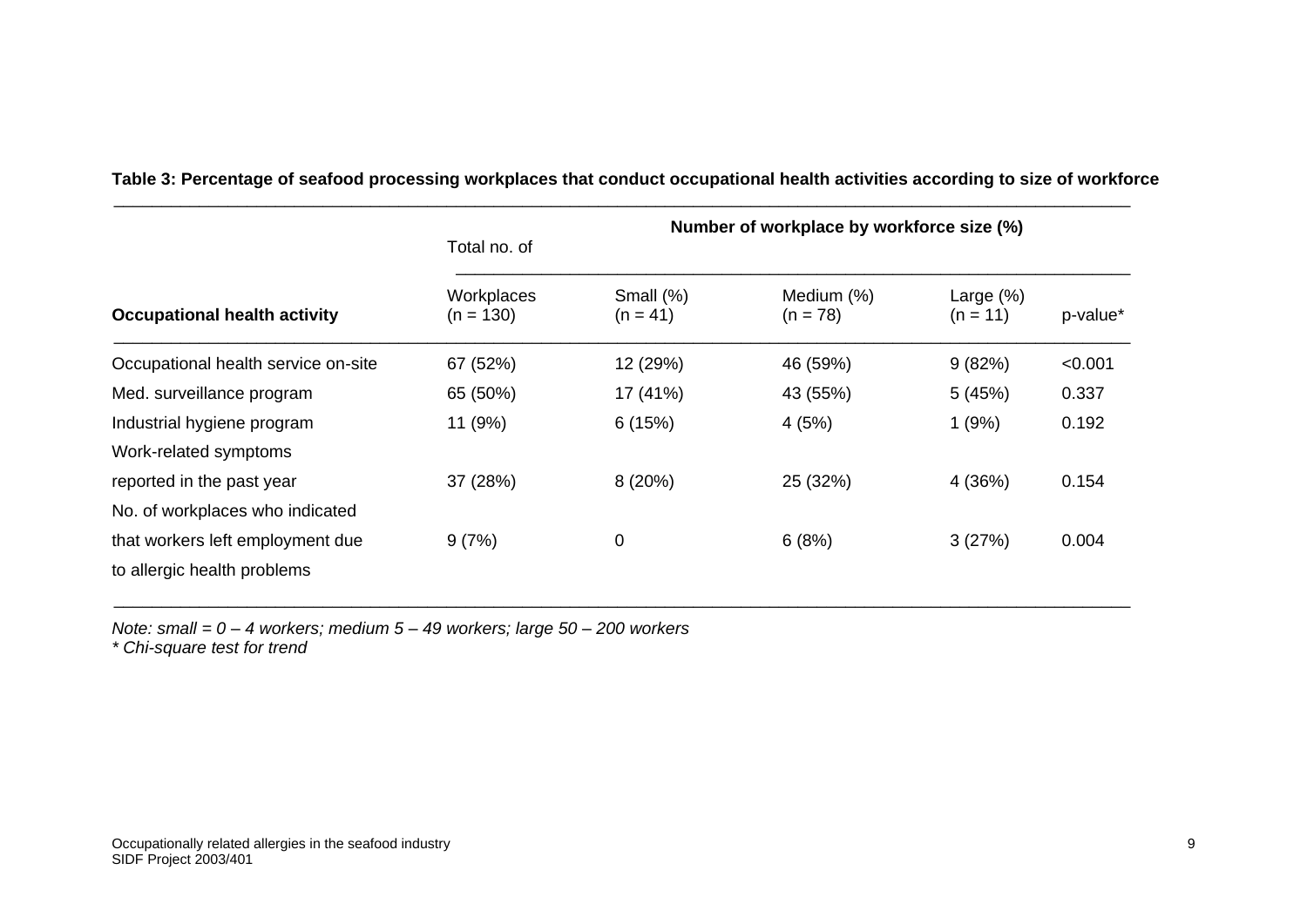**Table 3: Percentage of seafood processing workplaces that conduct occupational health activities according to size of workforce**

| Occupational health activity | Total no. of Workplaces (n = 130) | Number of workplace by workforce size (%) Small (%) (n = 41) | Medium (%) (n = 78) | Large (%) (n = 11) | p-value* |
|---|---|---|---|---|---|
| Occupational health service on-site | 67 (52%) | 12 (29%) | 46 (59%) | 9 (82%) | <0.001 |
| Med. surveillance program | 65 (50%) | 17 (41%) | 43 (55%) | 5 (45%) | 0.337 |
| Industrial hygiene program | 11 (9%) | 6 (15%) | 4 (5%) | 1 (9%) | 0.192 |
| Work-related symptoms reported in the past year | 37 (28%) | 8 (20%) | 25 (32%) | 4 (36%) | 0.154 |
| No. of workplaces who indicated that workers left employment due to allergic health problems | 9 (7%) | 0 | 6 (8%) | 3 (27%) | 0.004 |

*Note: small = 0 – 4 workers; medium 5 – 49 workers; large 50 – 200 workers*
*\* Chi-square test for trend*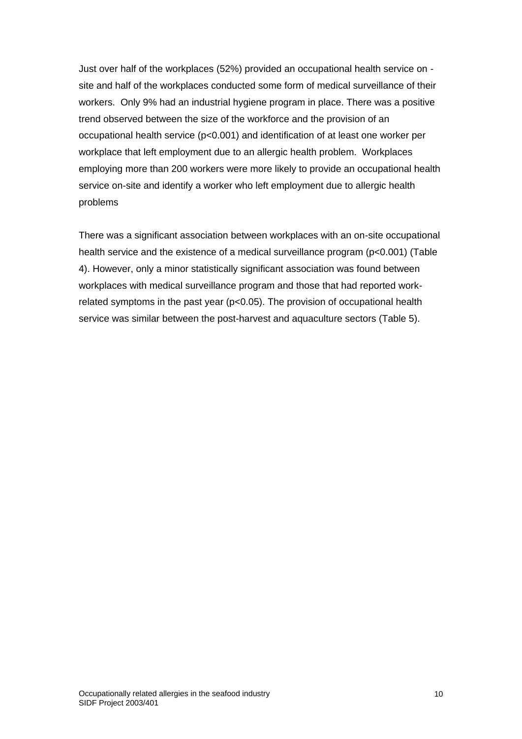Just over half of the workplaces (52%) provided an occupational health service on -site and half of the workplaces conducted some form of medical surveillance of their workers. Only 9% had an industrial hygiene program in place. There was a positive trend observed between the size of the workforce and the provision of an occupational health service ($p<0.001$) and identification of at least one worker per workplace that left employment due to an allergic health problem. Workplaces employing more than 200 workers were more likely to provide an occupational health service on-site and identify a worker who left employment due to allergic health problems

There was a significant association between workplaces with an on-site occupational health service and the existence of a medical surveillance program ($p<0.001$) (Table 4). However, only a minor statistically significant association was found between workplaces with medical surveillance program and those that had reported work-related symptoms in the past year ($p<0.05$). The provision of occupational health service was similar between the post-harvest and aquaculture sectors (Table 5).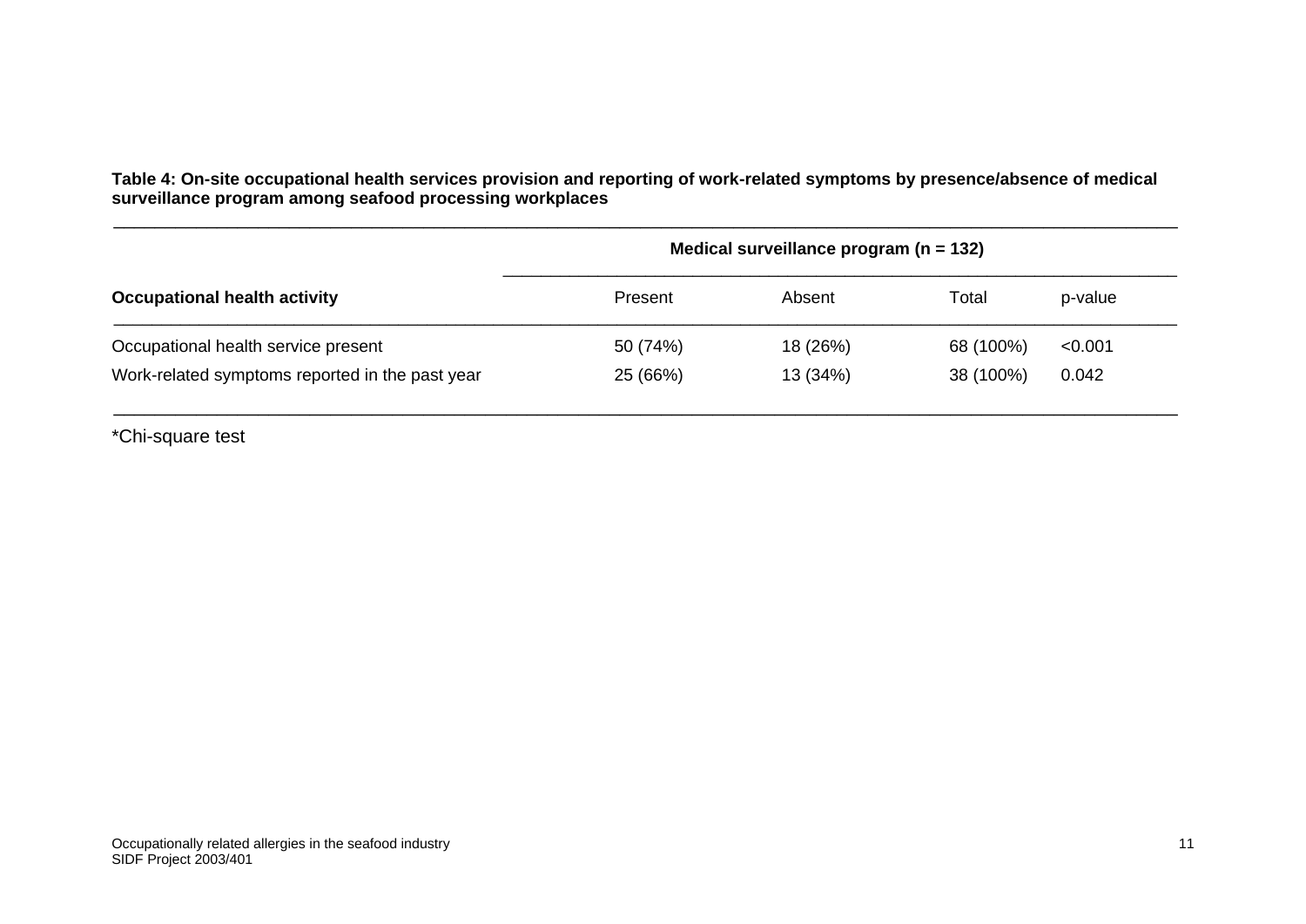**Table 4: On-site occupational health services provision and reporting of work-related symptoms by presence/absence of medical surveillance program among seafood processing workplaces**

| | Medical surveillance program (n = 132) | | | |
|---|---|---|---|---|
| **Occupational health activity** | Present | Absent | Total | p-value |
| Occupational health service present | 50 (74%) | 18 (26%) | 68 (100%) | <0.001 |
| Work-related symptoms reported in the past year | 25 (66%) | 13 (34%) | 38 (100%) | 0.042 |

*Chi-square test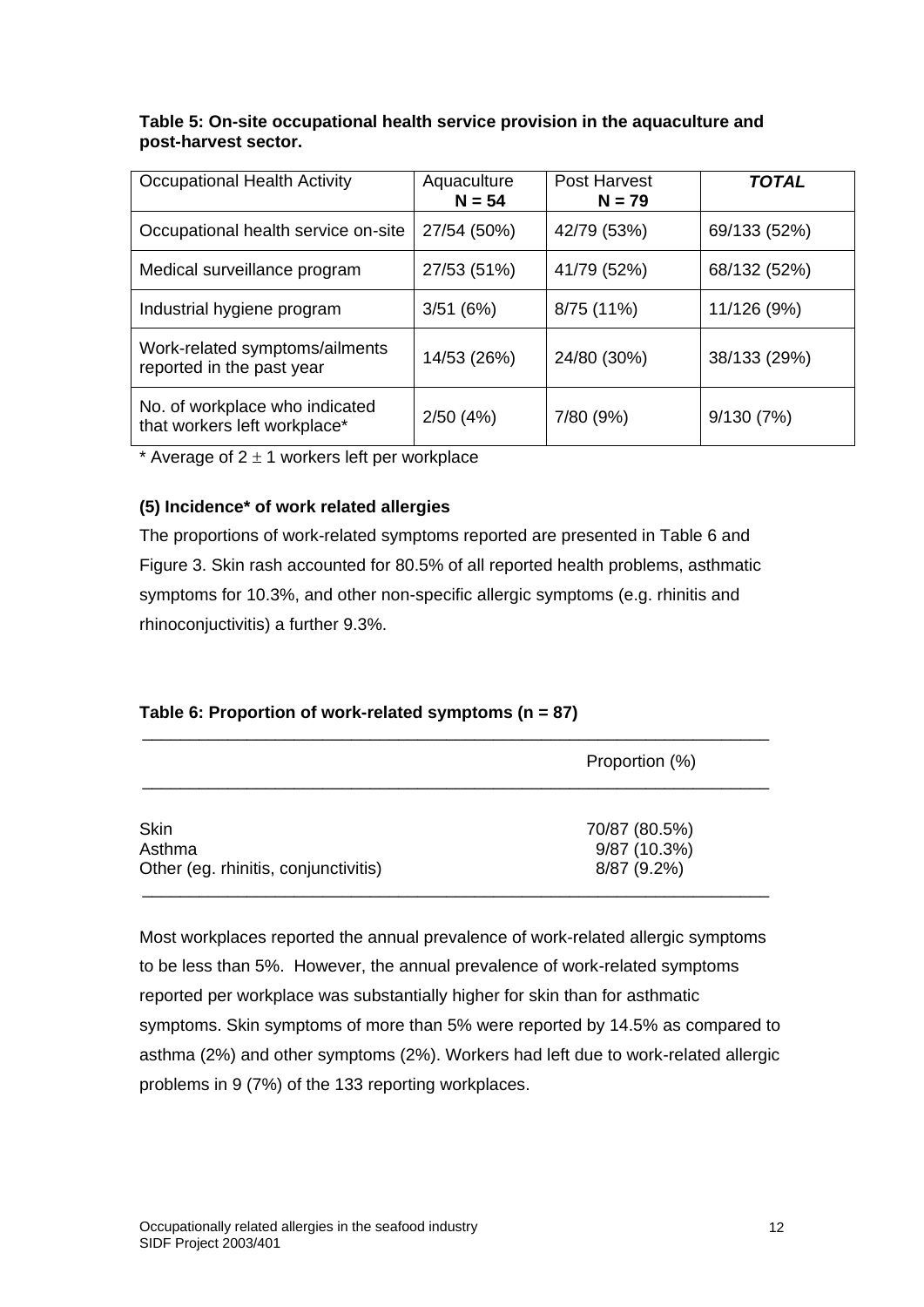**Table 5: On-site occupational health service provision in the aquaculture and post-harvest sector.**

| Occupational Health Activity | Aquaculture **N = 54** | Post Harvest **N = 79** | ***TOTAL*** |
|---|---|---|---|
| Occupational health service on-site | 27/54 (50%) | 42/79 (53%) | 69/133 (52%) |
| Medical surveillance program | 27/53 (51%) | 41/79 (52%) | 68/132 (52%) |
| Industrial hygiene program | 3/51 (6%) | 8/75 (11%) | 11/126 (9%) |
| Work-related symptoms/ailments reported in the past year | 14/53 (26%) | 24/80 (30%) | 38/133 (29%) |
| No. of workplace who indicated that workers left workplace* | 2/50 (4%) | 7/80 (9%) | 9/130 (7%) |

\* Average of $2 \pm 1$ workers left per workplace

#### (5) Incidence* of work related allergies

The proportions of work-related symptoms reported are presented in Table 6 and Figure 3. Skin rash accounted for 80.5% of all reported health problems, asthmatic symptoms for 10.3%, and other non-specific allergic symptoms (e.g. rhinitis and rhinoconjuctivitis) a further 9.3%.

**Table 6: Proportion of work-related symptoms (n = 87)**

| | Proportion (%) |
|---|---|
| Skin | 70/87 (80.5%) |
| Asthma | 9/87 (10.3%) |
| Other (eg. rhinitis, conjunctivitis) | 8/87 (9.2%) |

Most workplaces reported the annual prevalence of work-related allergic symptoms to be less than 5%. However, the annual prevalence of work-related symptoms reported per workplace was substantially higher for skin than for asthmatic symptoms. Skin symptoms of more than 5% were reported by 14.5% as compared to asthma (2%) and other symptoms (2%). Workers had left due to work-related allergic problems in 9 (7%) of the 133 reporting workplaces.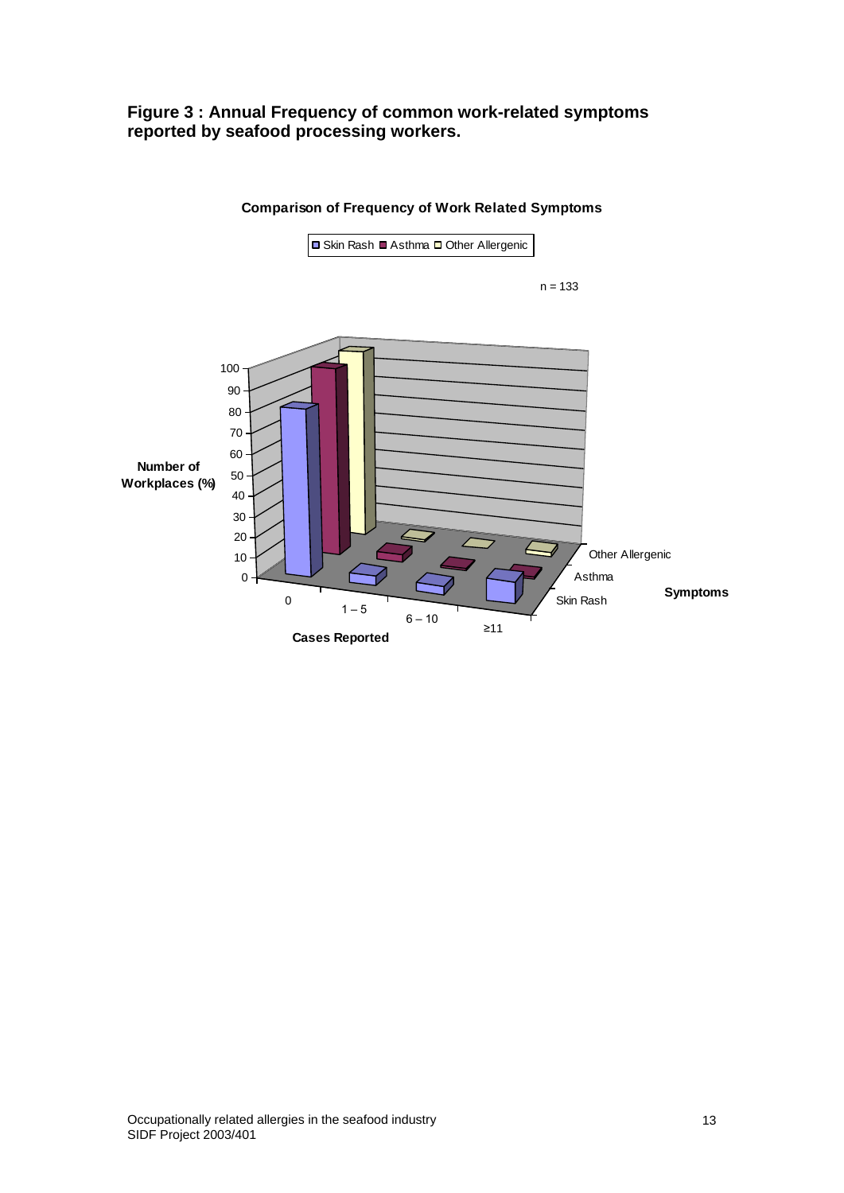**Figure 3 : Annual Frequency of common work-related symptoms reported by seafood processing workers.**

**Comparison of Frequency of Work Related Symptoms**

Skin Rash  Asthma  Other Allergenic

n = 133

Number of Workplaces (%)

Cases Reported: 0, 1 – 5, 6 – 10, ≥11

Symptoms: Skin Rash, Asthma, Other Allergenic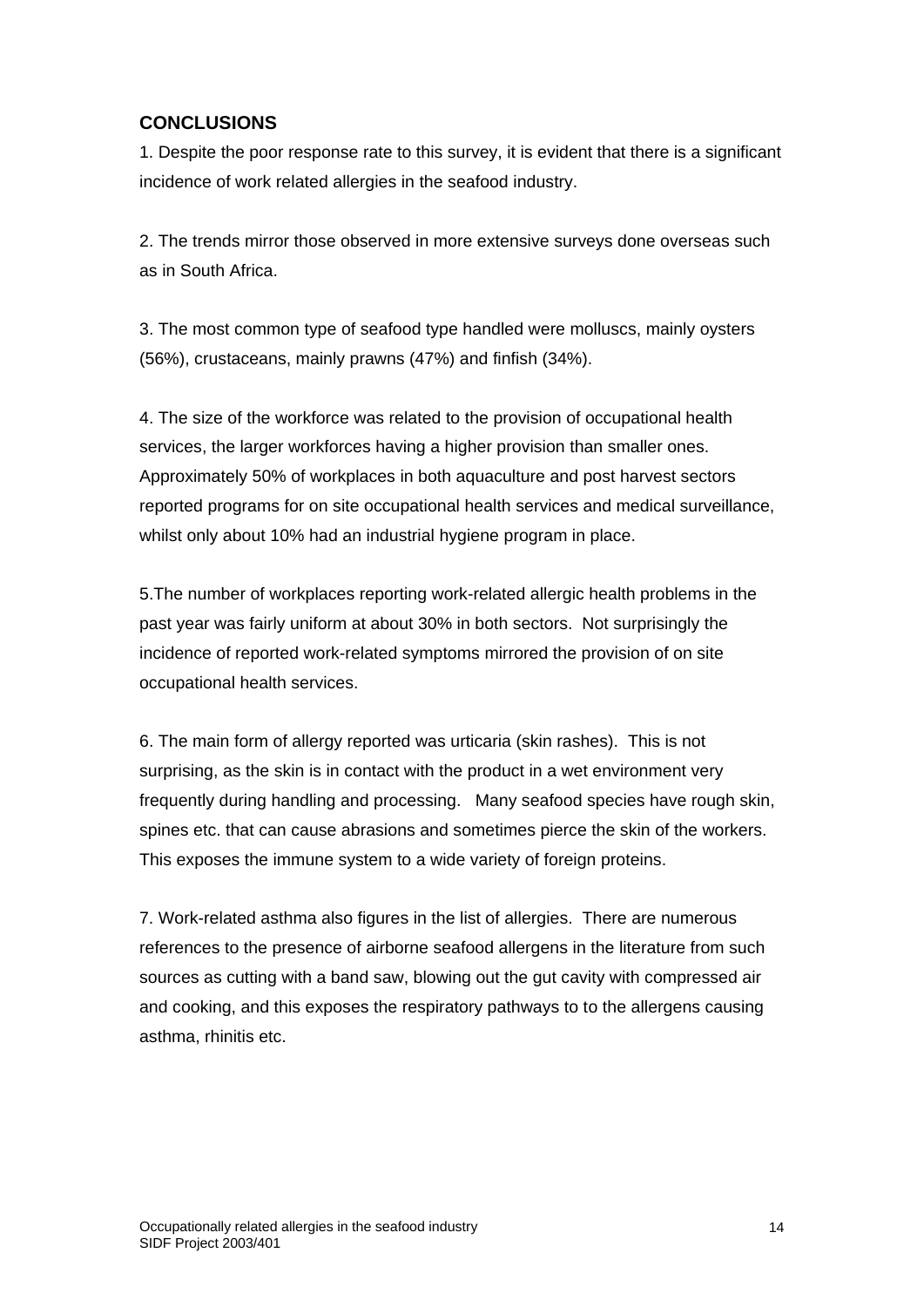## CONCLUSIONS

1. Despite the poor response rate to this survey, it is evident that there is a significant incidence of work related allergies in the seafood industry.

2. The trends mirror those observed in more extensive surveys done overseas such as in South Africa.

3. The most common type of seafood type handled were molluscs, mainly oysters (56%), crustaceans, mainly prawns (47%) and finfish (34%).

4. The size of the workforce was related to the provision of occupational health services, the larger workforces having a higher provision than smaller ones. Approximately 50% of workplaces in both aquaculture and post harvest sectors reported programs for on site occupational health services and medical surveillance, whilst only about 10% had an industrial hygiene program in place.

5.The number of workplaces reporting work-related allergic health problems in the past year was fairly uniform at about 30% in both sectors. Not surprisingly the incidence of reported work-related symptoms mirrored the provision of on site occupational health services.

6. The main form of allergy reported was urticaria (skin rashes). This is not surprising, as the skin is in contact with the product in a wet environment very frequently during handling and processing. Many seafood species have rough skin, spines etc. that can cause abrasions and sometimes pierce the skin of the workers. This exposes the immune system to a wide variety of foreign proteins.

7. Work-related asthma also figures in the list of allergies. There are numerous references to the presence of airborne seafood allergens in the literature from such sources as cutting with a band saw, blowing out the gut cavity with compressed air and cooking, and this exposes the respiratory pathways to to the allergens causing asthma, rhinitis etc.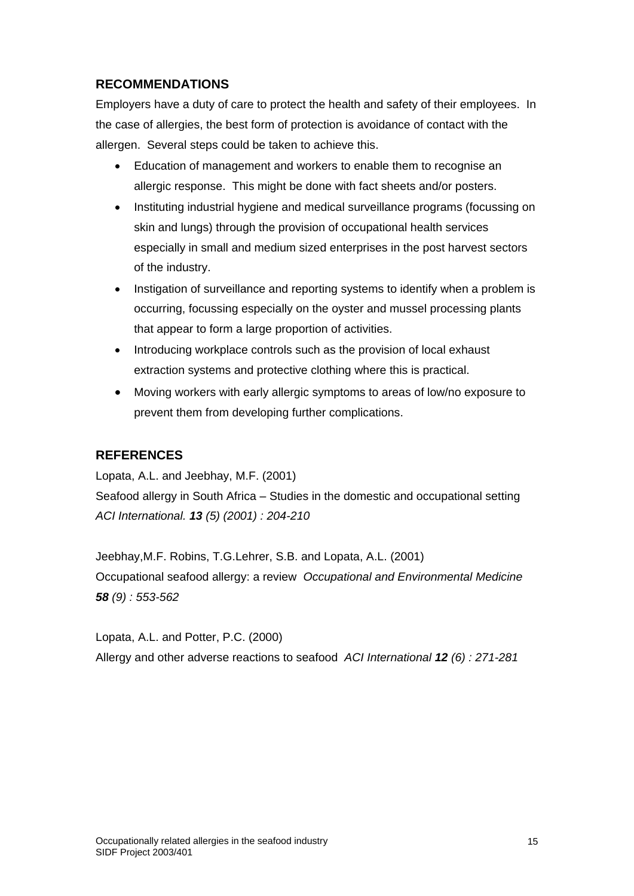## RECOMMENDATIONS

Employers have a duty of care to protect the health and safety of their employees. In the case of allergies, the best form of protection is avoidance of contact with the allergen. Several steps could be taken to achieve this.

- Education of management and workers to enable them to recognise an allergic response. This might be done with fact sheets and/or posters.
- Instituting industrial hygiene and medical surveillance programs (focussing on skin and lungs) through the provision of occupational health services especially in small and medium sized enterprises in the post harvest sectors of the industry.
- Instigation of surveillance and reporting systems to identify when a problem is occurring, focussing especially on the oyster and mussel processing plants that appear to form a large proportion of activities.
- Introducing workplace controls such as the provision of local exhaust extraction systems and protective clothing where this is practical.
- Moving workers with early allergic symptoms to areas of low/no exposure to prevent them from developing further complications.

## REFERENCES

Lopata, A.L. and Jeebhay, M.F. (2001)
Seafood allergy in South Africa – Studies in the domestic and occupational setting *ACI International. **13** (5) (2001) : 204-210*

Jeebhay,M.F. Robins, T.G.Lehrer, S.B. and Lopata, A.L. (2001)
Occupational seafood allergy: a review *Occupational and Environmental Medicine **58** (9) : 553-562*

Lopata, A.L. and Potter, P.C. (2000)
Allergy and other adverse reactions to seafood *ACI International **12** (6) : 271-281*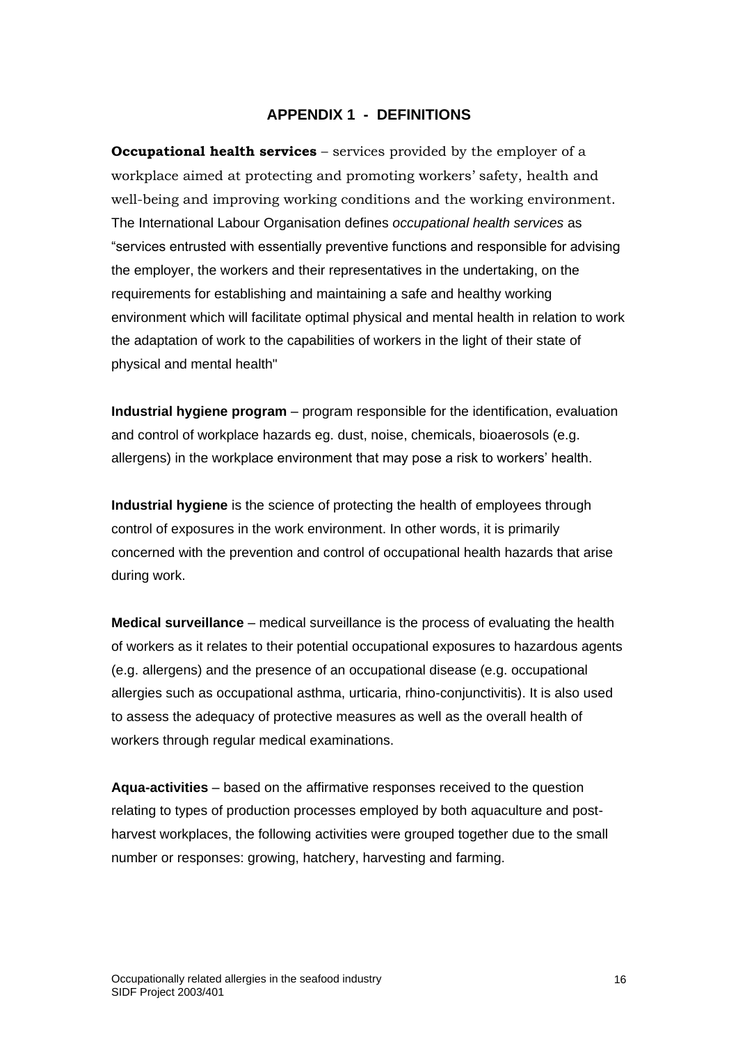# APPENDIX 1 - DEFINITIONS

**Occupational health services** – services provided by the employer of a workplace aimed at protecting and promoting workers' safety, health and well-being and improving working conditions and the working environment. The International Labour Organisation defines *occupational health services* as "services entrusted with essentially preventive functions and responsible for advising the employer, the workers and their representatives in the undertaking, on the requirements for establishing and maintaining a safe and healthy working environment which will facilitate optimal physical and mental health in relation to work the adaptation of work to the capabilities of workers in the light of their state of physical and mental health"

**Industrial hygiene program** – program responsible for the identification, evaluation and control of workplace hazards eg. dust, noise, chemicals, bioaerosols (e.g. allergens) in the workplace environment that may pose a risk to workers' health.

**Industrial hygiene** is the science of protecting the health of employees through control of exposures in the work environment. In other words, it is primarily concerned with the prevention and control of occupational health hazards that arise during work.

**Medical surveillance** – medical surveillance is the process of evaluating the health of workers as it relates to their potential occupational exposures to hazardous agents (e.g. allergens) and the presence of an occupational disease (e.g. occupational allergies such as occupational asthma, urticaria, rhino-conjunctivitis). It is also used to assess the adequacy of protective measures as well as the overall health of workers through regular medical examinations.

**Aqua-activities** – based on the affirmative responses received to the question relating to types of production processes employed by both aquaculture and post-harvest workplaces, the following activities were grouped together due to the small number or responses: growing, hatchery, harvesting and farming.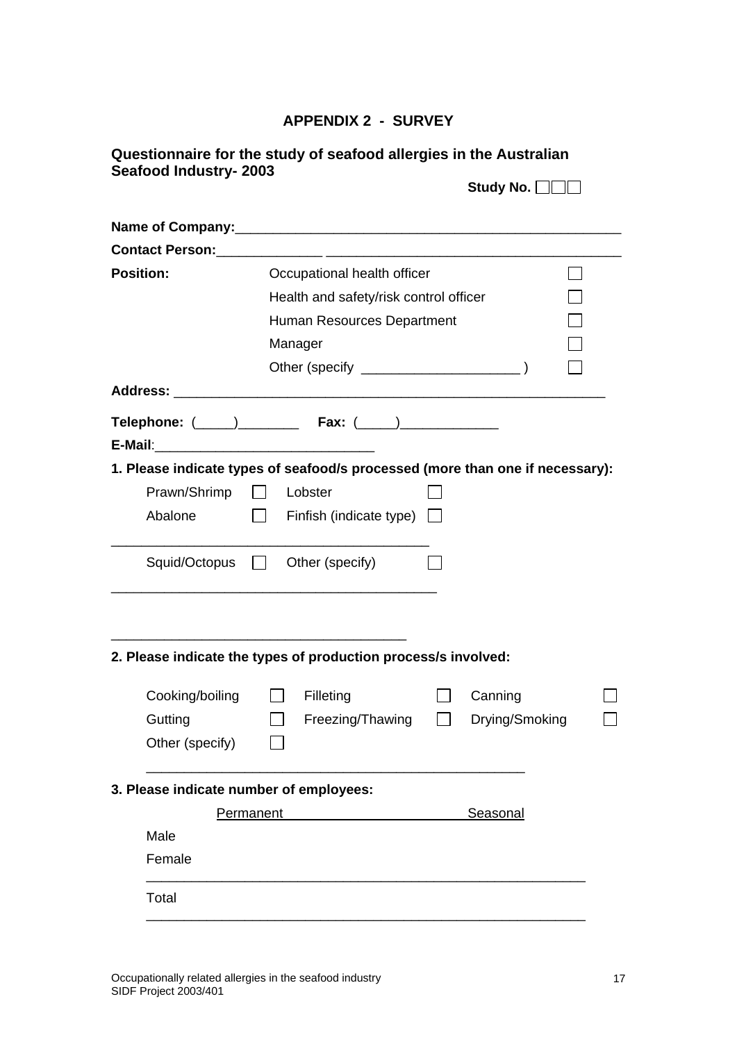## APPENDIX 2 - SURVEY

### Questionnaire for the study of seafood allergies in the Australian Seafood Industry- 2003

**Study No.** ☐☐☐

**Name of Company:**\_\_\_\_\_\_\_\_\_\_\_\_\_\_\_\_\_\_\_\_\_\_\_\_\_\_\_\_\_\_\_\_\_\_\_\_\_\_\_\_\_\_\_\_\_\_\_\_

**Contact Person:**\_\_\_\_\_\_\_\_\_\_\_\_\_\_ \_\_\_\_\_\_\_\_\_\_\_\_\_\_\_\_\_\_\_\_\_\_\_\_\_\_\_\_\_\_\_\_\_\_\_\_\_\_

**Position:**

- Occupational health officer ☐
- Health and safety/risk control officer ☐
- Human Resources Department ☐
- Manager ☐
- Other (specify \_\_\_\_\_\_\_\_\_\_\_\_\_\_\_\_\_\_\_\_\_ ) ☐

**Address:** \_\_\_\_\_\_\_\_\_\_\_\_\_\_\_\_\_\_\_\_\_\_\_\_\_\_\_\_\_\_\_\_\_\_\_\_\_\_\_\_\_\_\_\_\_\_\_\_\_\_\_\_\_\_\_

**Telephone:** (\_\_\_\_\_)\_\_\_\_\_\_\_\_ **Fax:** (\_\_\_\_\_)\_\_\_\_\_\_\_\_\_\_\_\_\_

**E-Mail**:\_\_\_\_\_\_\_\_\_\_\_\_\_\_\_\_\_\_\_\_\_\_\_\_\_\_\_\_\_

**1. Please indicate types of seafood/s processed (more than one if necessary):**

| | | | |
|---|---|---|---|
| Prawn/Shrimp | ☐ | Lobster | ☐ |
| Abalone | ☐ | Finfish (indicate type) | ☐ |

\_\_\_\_\_\_\_\_\_\_\_\_\_\_\_\_\_\_\_\_\_\_\_\_\_\_\_\_\_\_\_\_\_\_\_\_\_\_\_\_\_\_\_

| | | | |
|---|---|---|---|
| Squid/Octopus | ☐ | Other (specify) | ☐ |

\_\_\_\_\_\_\_\_\_\_\_\_\_\_\_\_\_\_\_\_\_\_\_\_\_\_\_\_\_\_\_\_\_\_\_\_\_\_\_\_\_\_\_

\_\_\_\_\_\_\_\_\_\_\_\_\_\_\_\_\_\_\_\_\_\_\_\_\_\_\_\_\_\_\_\_\_\_\_\_\_\_\_

**2. Please indicate the types of production process/s involved:**

| | | | | | |
|---|---|---|---|---|---|
| Cooking/boiling | ☐ | Filleting | ☐ | Canning | ☐ |
| Gutting | ☐ | Freezing/Thawing | ☐ | Drying/Smoking | ☐ |
| Other (specify) | ☐ | | | | |

\_\_\_\_\_\_\_\_\_\_\_\_\_\_\_\_\_\_\_\_\_\_\_\_\_\_\_\_\_\_\_\_\_\_\_\_\_\_\_\_\_\_\_\_\_\_\_\_\_\_

**3. Please indicate number of employees:**

| | Permanent | Seasonal |
|---|---|---|
| Male | | |
| Female | | |
| Total | | |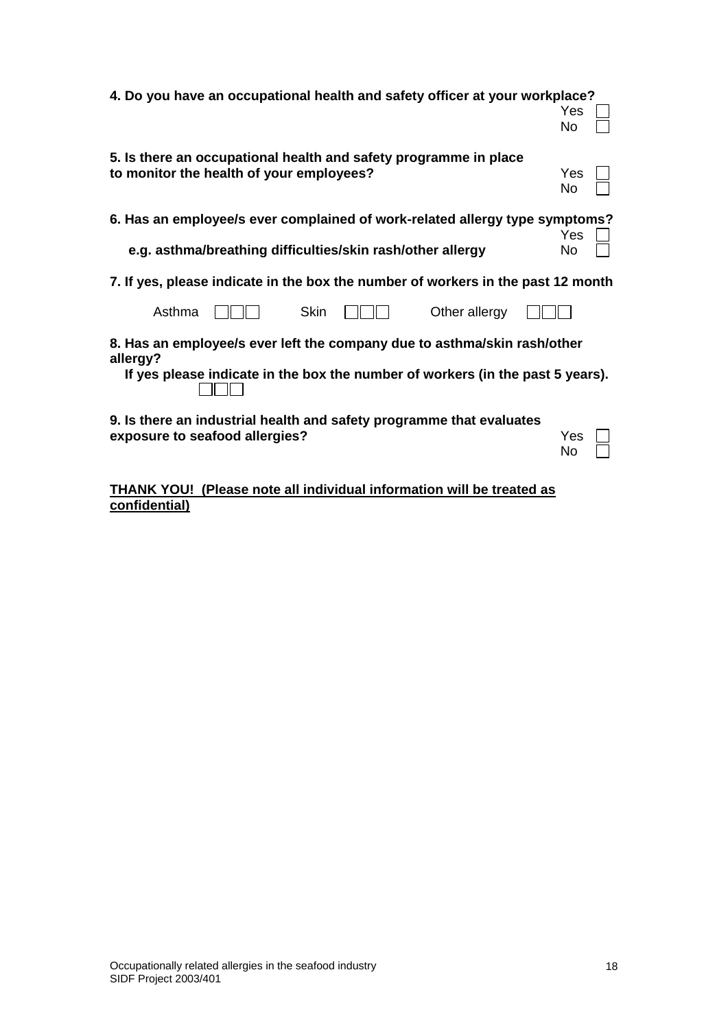**4. Do you have an occupational health and safety officer at your workplace?**

Yes ☐
No ☐

**5. Is there an occupational health and safety programme in place to monitor the health of your employees?**

Yes ☐
No ☐

**6. Has an employee/s ever complained of work-related allergy type symptoms?**

**e.g. asthma/breathing difficulties/skin rash/other allergy**

Yes ☐
No ☐

**7. If yes, please indicate in the box the number of workers in the past 12 month**

Asthma ☐☐☐ Skin ☐☐☐ Other allergy ☐☐☐

**8. Has an employee/s ever left the company due to asthma/skin rash/other allergy?**

**If yes please indicate in the box the number of workers (in the past 5 years).**

☐☐☐

**9. Is there an industrial health and safety programme that evaluates exposure to seafood allergies?**

Yes ☐
No ☐

**<u>THANK YOU! (Please note all individual information will be treated as confidential)</u>**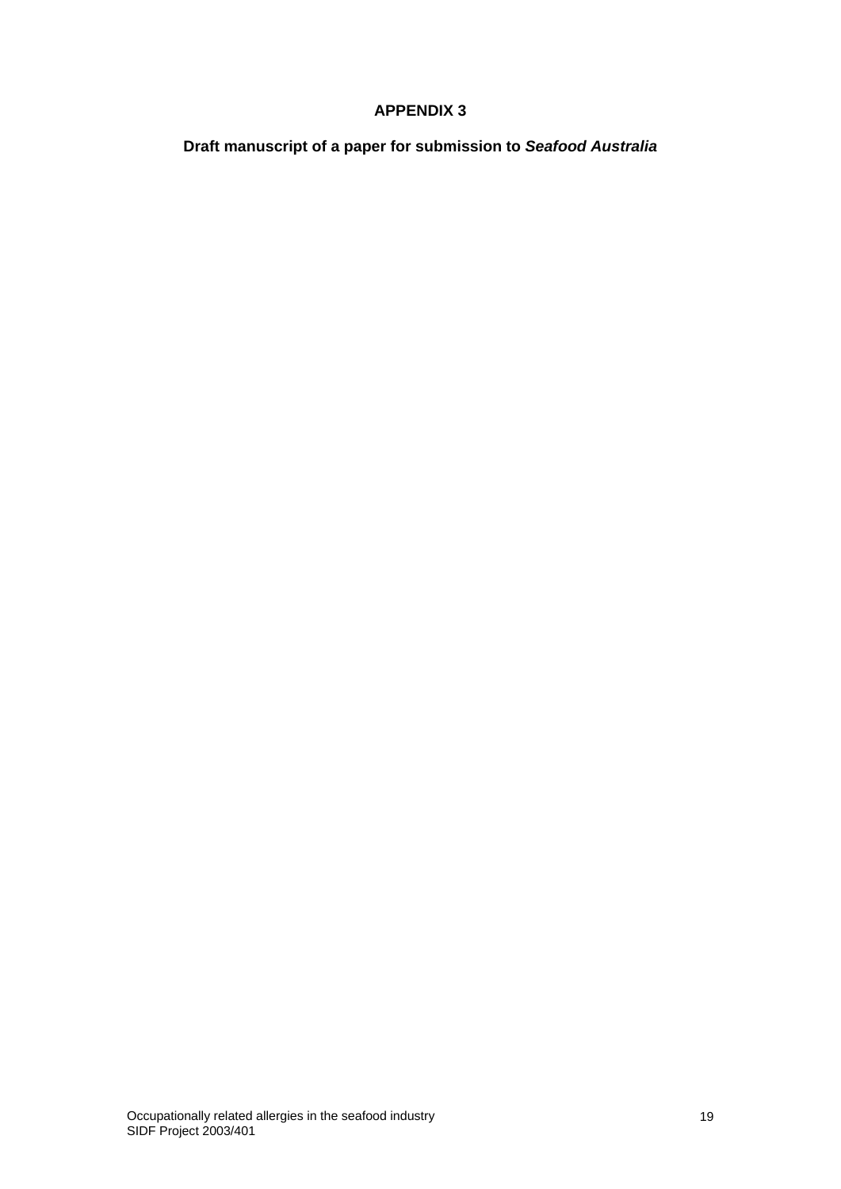**APPENDIX 3**

**Draft manuscript of a paper for submission to *Seafood Australia***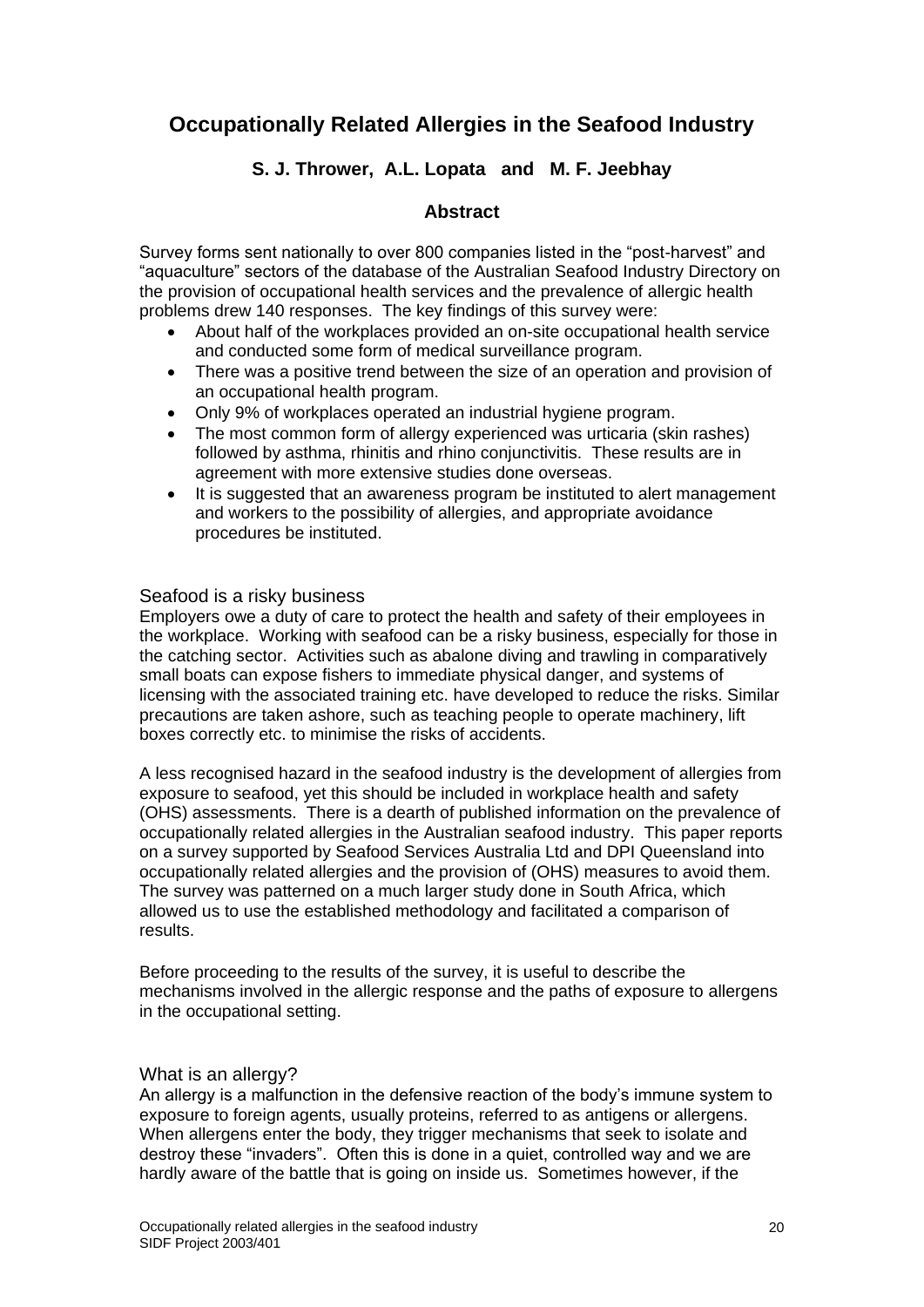# Occupationally Related Allergies in the Seafood Industry

**S. J. Thrower, A.L. Lopata and M. F. Jeebhay**

## Abstract

Survey forms sent nationally to over 800 companies listed in the "post-harvest" and "aquaculture" sectors of the database of the Australian Seafood Industry Directory on the provision of occupational health services and the prevalence of allergic health problems drew 140 responses. The key findings of this survey were:

- About half of the workplaces provided an on-site occupational health service and conducted some form of medical surveillance program.
- There was a positive trend between the size of an operation and provision of an occupational health program.
- Only 9% of workplaces operated an industrial hygiene program.
- The most common form of allergy experienced was urticaria (skin rashes) followed by asthma, rhinitis and rhino conjunctivitis. These results are in agreement with more extensive studies done overseas.
- It is suggested that an awareness program be instituted to alert management and workers to the possibility of allergies, and appropriate avoidance procedures be instituted.

## Seafood is a risky business

Employers owe a duty of care to protect the health and safety of their employees in the workplace. Working with seafood can be a risky business, especially for those in the catching sector. Activities such as abalone diving and trawling in comparatively small boats can expose fishers to immediate physical danger, and systems of licensing with the associated training etc. have developed to reduce the risks. Similar precautions are taken ashore, such as teaching people to operate machinery, lift boxes correctly etc. to minimise the risks of accidents.

A less recognised hazard in the seafood industry is the development of allergies from exposure to seafood, yet this should be included in workplace health and safety (OHS) assessments. There is a dearth of published information on the prevalence of occupationally related allergies in the Australian seafood industry. This paper reports on a survey supported by Seafood Services Australia Ltd and DPI Queensland into occupationally related allergies and the provision of (OHS) measures to avoid them. The survey was patterned on a much larger study done in South Africa, which allowed us to use the established methodology and facilitated a comparison of results.

Before proceeding to the results of the survey, it is useful to describe the mechanisms involved in the allergic response and the paths of exposure to allergens in the occupational setting.

## What is an allergy?

An allergy is a malfunction in the defensive reaction of the body's immune system to exposure to foreign agents, usually proteins, referred to as antigens or allergens. When allergens enter the body, they trigger mechanisms that seek to isolate and destroy these "invaders". Often this is done in a quiet, controlled way and we are hardly aware of the battle that is going on inside us. Sometimes however, if the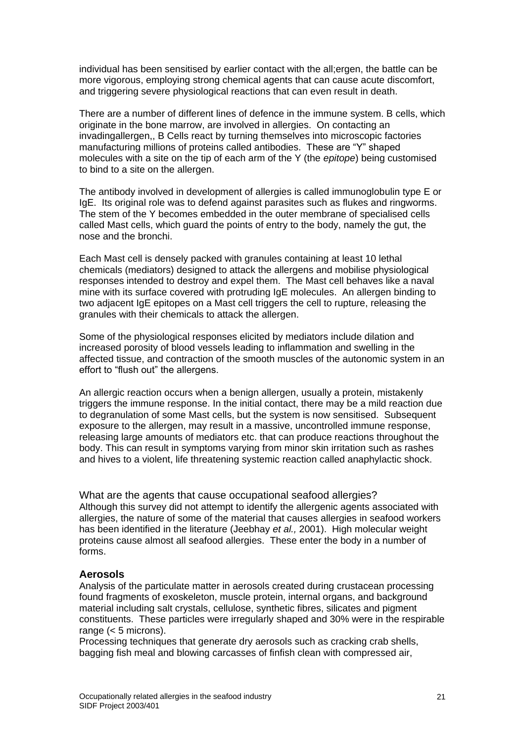individual has been sensitised by earlier contact with the all;ergen, the battle can be more vigorous, employing strong chemical agents that can cause acute discomfort, and triggering severe physiological reactions that can even result in death.

There are a number of different lines of defence in the immune system. B cells, which originate in the bone marrow, are involved in allergies. On contacting an invadingallergen,, B Cells react by turning themselves into microscopic factories manufacturing millions of proteins called antibodies. These are "Y" shaped molecules with a site on the tip of each arm of the Y (the *epitope*) being customised to bind to a site on the allergen.

The antibody involved in development of allergies is called immunoglobulin type E or IgE. Its original role was to defend against parasites such as flukes and ringworms. The stem of the Y becomes embedded in the outer membrane of specialised cells called Mast cells, which guard the points of entry to the body, namely the gut, the nose and the bronchi.

Each Mast cell is densely packed with granules containing at least 10 lethal chemicals (mediators) designed to attack the allergens and mobilise physiological responses intended to destroy and expel them. The Mast cell behaves like a naval mine with its surface covered with protruding IgE molecules. An allergen binding to two adjacent IgE epitopes on a Mast cell triggers the cell to rupture, releasing the granules with their chemicals to attack the allergen.

Some of the physiological responses elicited by mediators include dilation and increased porosity of blood vessels leading to inflammation and swelling in the affected tissue, and contraction of the smooth muscles of the autonomic system in an effort to "flush out" the allergens.

An allergic reaction occurs when a benign allergen, usually a protein, mistakenly triggers the immune response. In the initial contact, there may be a mild reaction due to degranulation of some Mast cells, but the system is now sensitised. Subsequent exposure to the allergen, may result in a massive, uncontrolled immune response, releasing large amounts of mediators etc. that can produce reactions throughout the body. This can result in symptoms varying from minor skin irritation such as rashes and hives to a violent, life threatening systemic reaction called anaphylactic shock.

## What are the agents that cause occupational seafood allergies?

Although this survey did not attempt to identify the allergenic agents associated with allergies, the nature of some of the material that causes allergies in seafood workers has been identified in the literature (Jeebhay *et al.,* 2001). High molecular weight proteins cause almost all seafood allergies. These enter the body in a number of forms.

### Aerosols

Analysis of the particulate matter in aerosols created during crustacean processing found fragments of exoskeleton, muscle protein, internal organs, and background material including salt crystals, cellulose, synthetic fibres, silicates and pigment constituents. These particles were irregularly shaped and 30% were in the respirable range (< 5 microns).

Processing techniques that generate dry aerosols such as cracking crab shells, bagging fish meal and blowing carcasses of finfish clean with compressed air,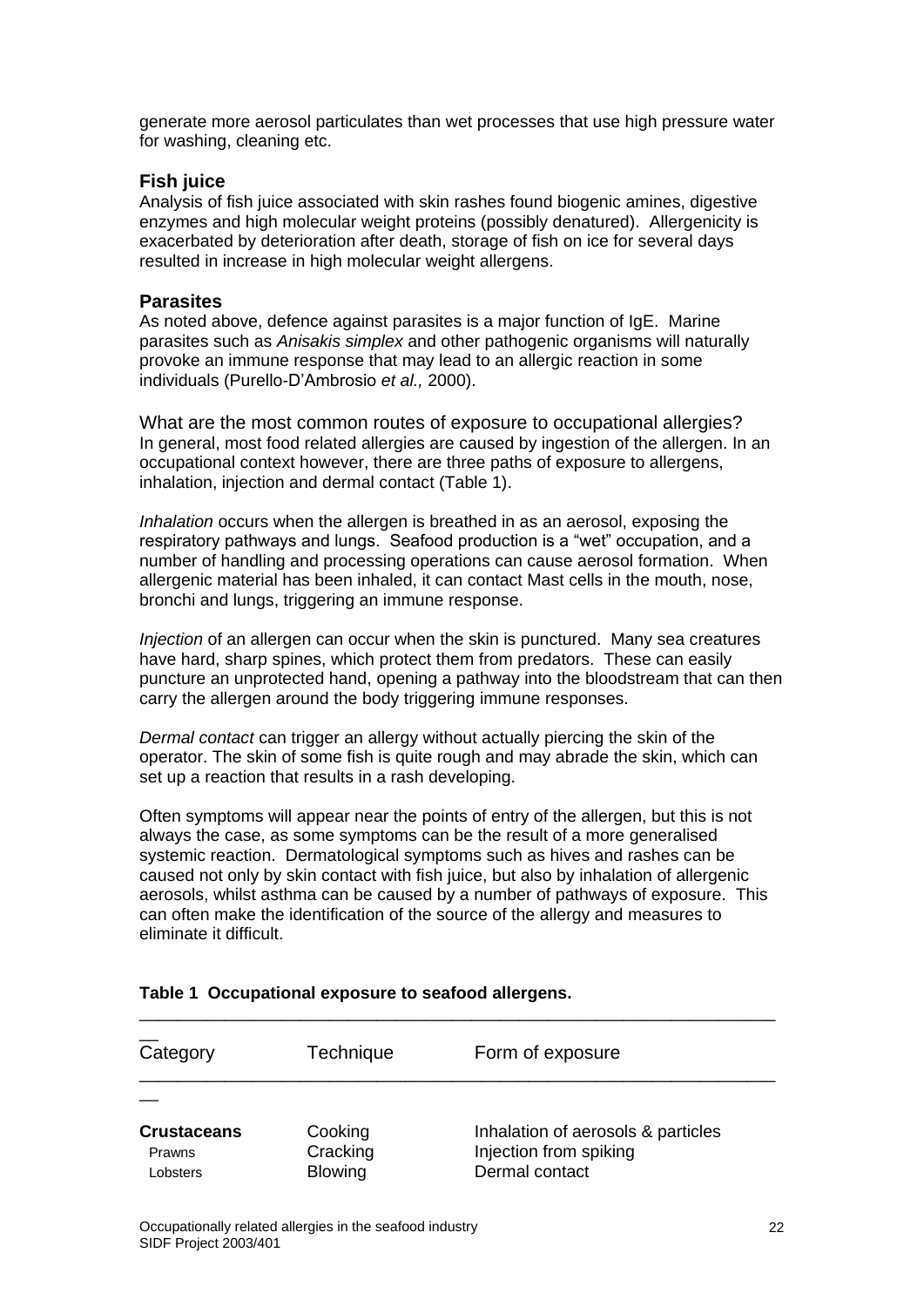generate more aerosol particulates than wet processes that use high pressure water for washing, cleaning etc.

### Fish juice

Analysis of fish juice associated with skin rashes found biogenic amines, digestive enzymes and high molecular weight proteins (possibly denatured). Allergenicity is exacerbated by deterioration after death, storage of fish on ice for several days resulted in increase in high molecular weight allergens.

### Parasites

As noted above, defence against parasites is a major function of IgE. Marine parasites such as *Anisakis simplex* and other pathogenic organisms will naturally provoke an immune response that may lead to an allergic reaction in some individuals (Purello-D'Ambrosio *et al.,* 2000).

## What are the most common routes of exposure to occupational allergies?

In general, most food related allergies are caused by ingestion of the allergen. In an occupational context however, there are three paths of exposure to allergens, inhalation, injection and dermal contact (Table 1).

*Inhalation* occurs when the allergen is breathed in as an aerosol, exposing the respiratory pathways and lungs. Seafood production is a "wet" occupation, and a number of handling and processing operations can cause aerosol formation. When allergenic material has been inhaled, it can contact Mast cells in the mouth, nose, bronchi and lungs, triggering an immune response.

*Injection* of an allergen can occur when the skin is punctured. Many sea creatures have hard, sharp spines, which protect them from predators. These can easily puncture an unprotected hand, opening a pathway into the bloodstream that can then carry the allergen around the body triggering immune responses.

*Dermal contact* can trigger an allergy without actually piercing the skin of the operator. The skin of some fish is quite rough and may abrade the skin, which can set up a reaction that results in a rash developing.

Often symptoms will appear near the points of entry of the allergen, but this is not always the case, as some symptoms can be the result of a more generalised systemic reaction. Dermatological symptoms such as hives and rashes can be caused not only by skin contact with fish juice, but also by inhalation of allergenic aerosols, whilst asthma can be caused by a number of pathways of exposure. This can often make the identification of the source of the allergy and measures to eliminate it difficult.

**Table 1 Occupational exposure to seafood allergens.**

| Category | Technique | Form of exposure |
|---|---|---|
| **Crustaceans** | Cooking | Inhalation of aerosols & particles |
| Prawns | Cracking | Injection from spiking |
| Lobsters | Blowing | Dermal contact |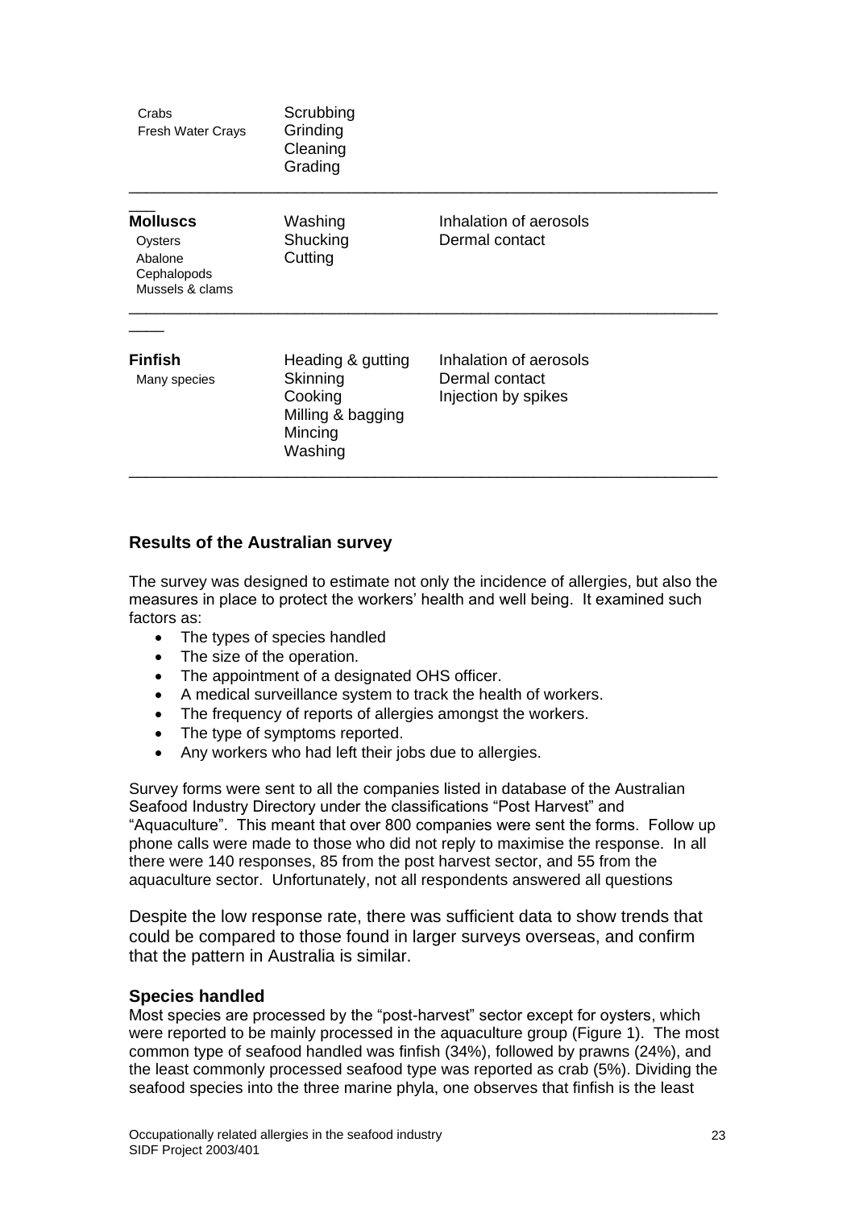| | | |
|---|---|---|
| Crabs<br>Fresh Water Crays | Scrubbing<br>Grinding<br>Cleaning<br>Grading | |
| **Molluscs**<br>Oysters<br>Abalone<br>Cephalopods<br>Mussels & clams | Washing<br>Shucking<br>Cutting | Inhalation of aerosols<br>Dermal contact |
| **Finfish**<br>Many species | Heading & gutting<br>Skinning<br>Cooking<br>Milling & bagging<br>Mincing<br>Washing | Inhalation of aerosols<br>Dermal contact<br>Injection by spikes |

## Results of the Australian survey

The survey was designed to estimate not only the incidence of allergies, but also the measures in place to protect the workers' health and well being. It examined such factors as:

- The types of species handled
- The size of the operation.
- The appointment of a designated OHS officer.
- A medical surveillance system to track the health of workers.
- The frequency of reports of allergies amongst the workers.
- The type of symptoms reported.
- Any workers who had left their jobs due to allergies.

Survey forms were sent to all the companies listed in database of the Australian Seafood Industry Directory under the classifications "Post Harvest" and "Aquaculture". This meant that over 800 companies were sent the forms. Follow up phone calls were made to those who did not reply to maximise the response. In all there were 140 responses, 85 from the post harvest sector, and 55 from the aquaculture sector. Unfortunately, not all respondents answered all questions

Despite the low response rate, there was sufficient data to show trends that could be compared to those found in larger surveys overseas, and confirm that the pattern in Australia is similar.

### Species handled

Most species are processed by the "post-harvest" sector except for oysters, which were reported to be mainly processed in the aquaculture group (Figure 1). The most common type of seafood handled was finfish (34%), followed by prawns (24%), and the least commonly processed seafood type was reported as crab (5%). Dividing the seafood species into the three marine phyla, one observes that finfish is the least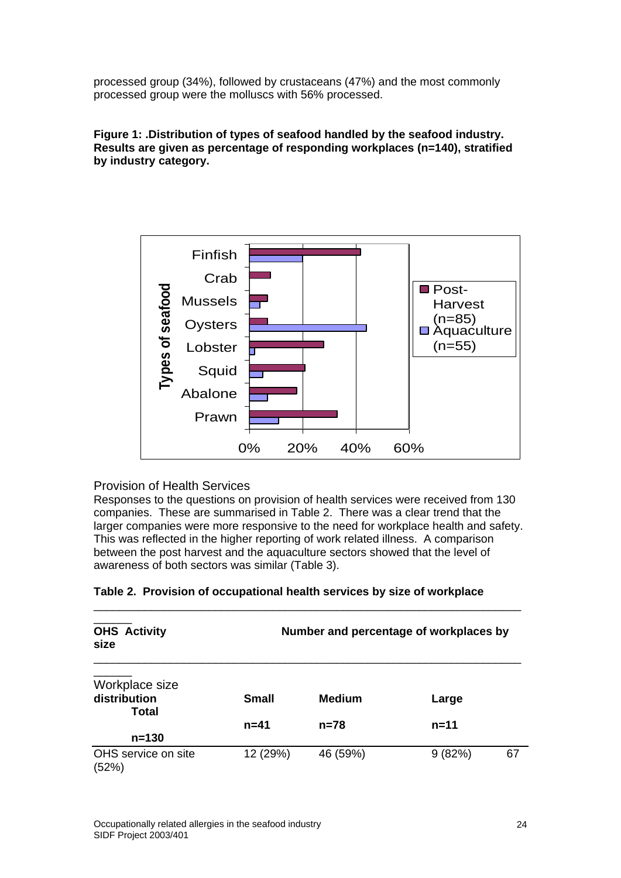processed group (34%), followed by crustaceans (47%) and the most commonly processed group were the molluscs with 56% processed.

**Figure 1: .Distribution of types of seafood handled by the seafood industry. Results are given as percentage of responding workplaces (n=140), stratified by industry category.**

Provision of Health Services

Responses to the questions on provision of health services were received from 130 companies. These are summarised in Table 2. There was a clear trend that the larger companies were more responsive to the need for workplace health and safety. This was reflected in the higher reporting of work related illness. A comparison between the post harvest and the aquaculture sectors showed that the level of awareness of both sectors was similar (Table 3).

**Table 2. Provision of occupational health services by size of workplace**

| **OHS Activity size** | **Number and percentage of workplaces by** | | | |
|---|---|---|---|---|
| Workplace size **distribution** | **Small** | **Medium** | **Large** | **Total** |
| | **n=41** | **n=78** | **n=11** | **n=130** |
| OHS service on site | 12 (29%) | 46 (59%) | 9 (82%) | 67 (52%) |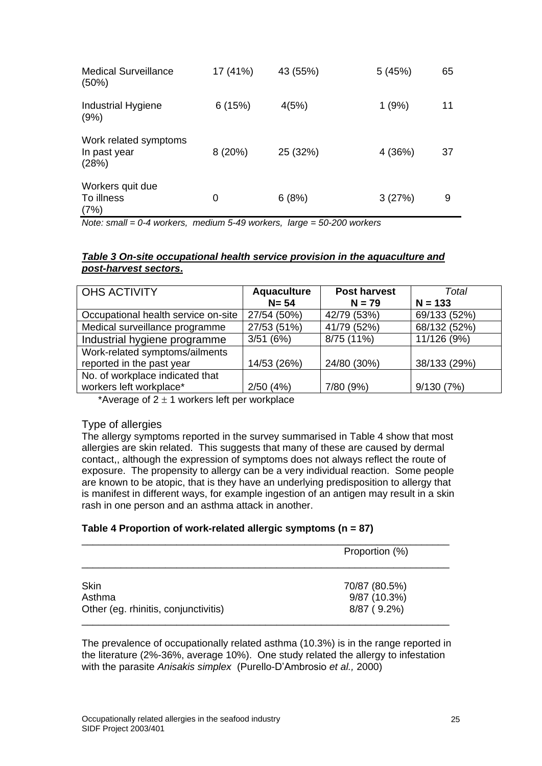| | | | | |
|---|---|---|---|---|
| Medical Surveillance (50%) | 17 (41%) | 43 (55%) | 5 (45%) | 65 |
| Industrial Hygiene (9%) | 6 (15%) | 4(5%) | 1 (9%) | 11 |
| Work related symptoms In past year (28%) | 8 (20%) | 25 (32%) | 4 (36%) | 37 |
| Workers quit due To illness (7%) | 0 | 6 (8%) | 3 (27%) | 9 |

*Note: small = 0-4 workers, medium 5-49 workers, large = 50-200 workers*

***Table 3 On-site occupational health service provision in the aquaculture and post-harvest sectors*.**

| OHS ACTIVITY | **Aquaculture N= 54** | **Post harvest N = 79** | *Total* N = 133 |
|---|---|---|---|
| Occupational health service on-site | 27/54 (50%) | 42/79 (53%) | 69/133 (52%) |
| Medical surveillance programme | 27/53 (51%) | 41/79 (52%) | 68/132 (52%) |
| Industrial hygiene programme | 3/51 (6%) | 8/75 (11%) | 11/126 (9%) |
| Work-related symptoms/ailments reported in the past year | 14/53 (26%) | 24/80 (30%) | 38/133 (29%) |
| No. of workplace indicated that workers left workplace* | 2/50 (4%) | 7/80 (9%) | 9/130 (7%) |

*Average of 2 $\pm$ 1 workers left per workplace

## Type of allergies

The allergy symptoms reported in the survey summarised in Table 4 show that most allergies are skin related. This suggests that many of these are caused by dermal contact,, although the expression of symptoms does not always reflect the route of exposure. The propensity to allergy can be a very individual reaction. Some people are known to be atopic, that is they have an underlying predisposition to allergy that is manifest in different ways, for example ingestion of an antigen may result in a skin rash in one person and an asthma attack in another.

**Table 4 Proportion of work-related allergic symptoms (n = 87)**

| | Proportion (%) |
|---|---|
| Skin | 70/87 (80.5%) |
| Asthma | 9/87 (10.3%) |
| Other (eg. rhinitis, conjunctivitis) | 8/87 ( 9.2%) |

The prevalence of occupationally related asthma (10.3%) is in the range reported in the literature (2%-36%, average 10%). One study related the allergy to infestation with the parasite *Anisakis simplex* (Purello-D'Ambrosio *et al.,* 2000)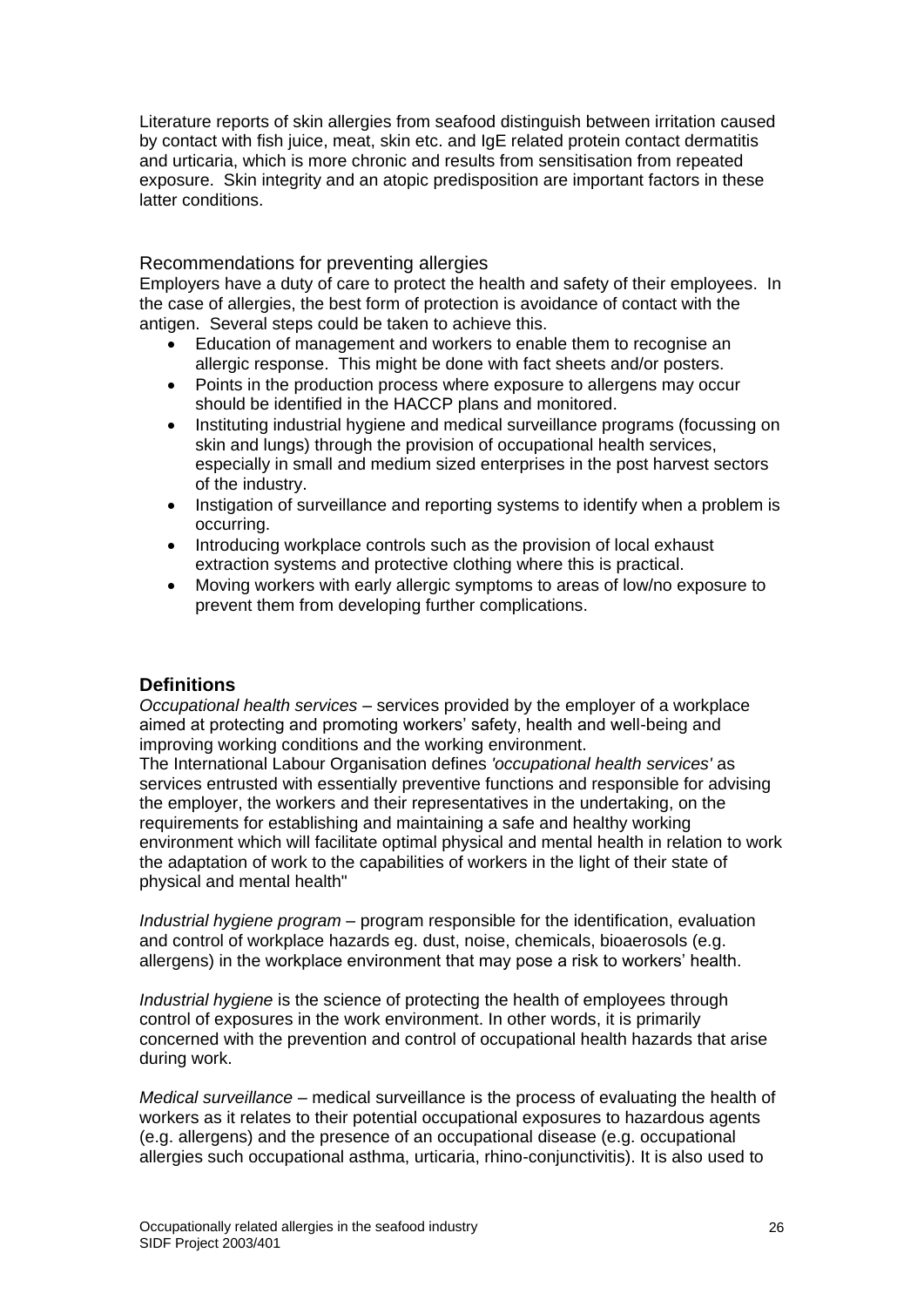Literature reports of skin allergies from seafood distinguish between irritation caused by contact with fish juice, meat, skin etc. and IgE related protein contact dermatitis and urticaria, which is more chronic and results from sensitisation from repeated exposure. Skin integrity and an atopic predisposition are important factors in these latter conditions.

### Recommendations for preventing allergies

Employers have a duty of care to protect the health and safety of their employees. In the case of allergies, the best form of protection is avoidance of contact with the antigen. Several steps could be taken to achieve this.

- Education of management and workers to enable them to recognise an allergic response. This might be done with fact sheets and/or posters.
- Points in the production process where exposure to allergens may occur should be identified in the HACCP plans and monitored.
- Instituting industrial hygiene and medical surveillance programs (focussing on skin and lungs) through the provision of occupational health services, especially in small and medium sized enterprises in the post harvest sectors of the industry.
- Instigation of surveillance and reporting systems to identify when a problem is occurring.
- Introducing workplace controls such as the provision of local exhaust extraction systems and protective clothing where this is practical.
- Moving workers with early allergic symptoms to areas of low/no exposure to prevent them from developing further complications.

## Definitions

*Occupational health services* – services provided by the employer of a workplace aimed at protecting and promoting workers' safety, health and well-being and improving working conditions and the working environment.
The International Labour Organisation defines *'occupational health services'* as services entrusted with essentially preventive functions and responsible for advising the employer, the workers and their representatives in the undertaking, on the requirements for establishing and maintaining a safe and healthy working environment which will facilitate optimal physical and mental health in relation to work the adaptation of work to the capabilities of workers in the light of their state of physical and mental health"

*Industrial hygiene program* – program responsible for the identification, evaluation and control of workplace hazards eg. dust, noise, chemicals, bioaerosols (e.g. allergens) in the workplace environment that may pose a risk to workers' health.

*Industrial hygiene* is the science of protecting the health of employees through control of exposures in the work environment. In other words, it is primarily concerned with the prevention and control of occupational health hazards that arise during work.

*Medical surveillance* – medical surveillance is the process of evaluating the health of workers as it relates to their potential occupational exposures to hazardous agents (e.g. allergens) and the presence of an occupational disease (e.g. occupational allergies such occupational asthma, urticaria, rhino-conjunctivitis). It is also used to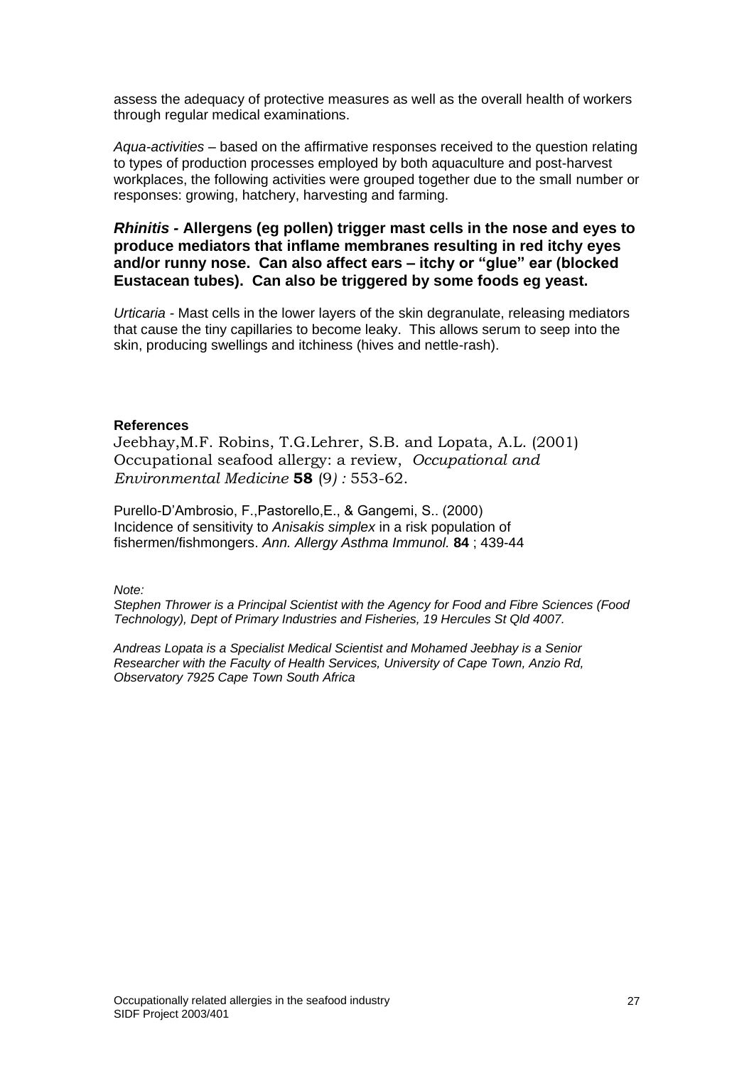assess the adequacy of protective measures as well as the overall health of workers through regular medical examinations.

*Aqua-activities* – based on the affirmative responses received to the question relating to types of production processes employed by both aquaculture and post-harvest workplaces, the following activities were grouped together due to the small number or responses: growing, hatchery, harvesting and farming.

***Rhinitis* - Allergens (eg pollen) trigger mast cells in the nose and eyes to produce mediators that inflame membranes resulting in red itchy eyes and/or runny nose. Can also affect ears – itchy or "glue" ear (blocked Eustacean tubes). Can also be triggered by some foods eg yeast.**

*Urticaria* - Mast cells in the lower layers of the skin degranulate, releasing mediators that cause the tiny capillaries to become leaky. This allows serum to seep into the skin, producing swellings and itchiness (hives and nettle-rash).

**References**

Jeebhay,M.F. Robins, T.G.Lehrer, S.B. and Lopata, A.L. (2001) Occupational seafood allergy: a review, *Occupational and Environmental Medicine* **58** (9*) :* 553-62.

Purello-D'Ambrosio, F.,Pastorello,E., & Gangemi, S.. (2000) Incidence of sensitivity to *Anisakis simplex* in a risk population of fishermen/fishmongers. *Ann. Allergy Asthma Immunol.* **84** ; 439-44

*Note:*

*Stephen Thrower is a Principal Scientist with the Agency for Food and Fibre Sciences (Food Technology), Dept of Primary Industries and Fisheries, 19 Hercules St Qld 4007.*

*Andreas Lopata is a Specialist Medical Scientist and Mohamed Jeebhay is a Senior Researcher with the Faculty of Health Services, University of Cape Town, Anzio Rd, Observatory 7925 Cape Town South Africa*